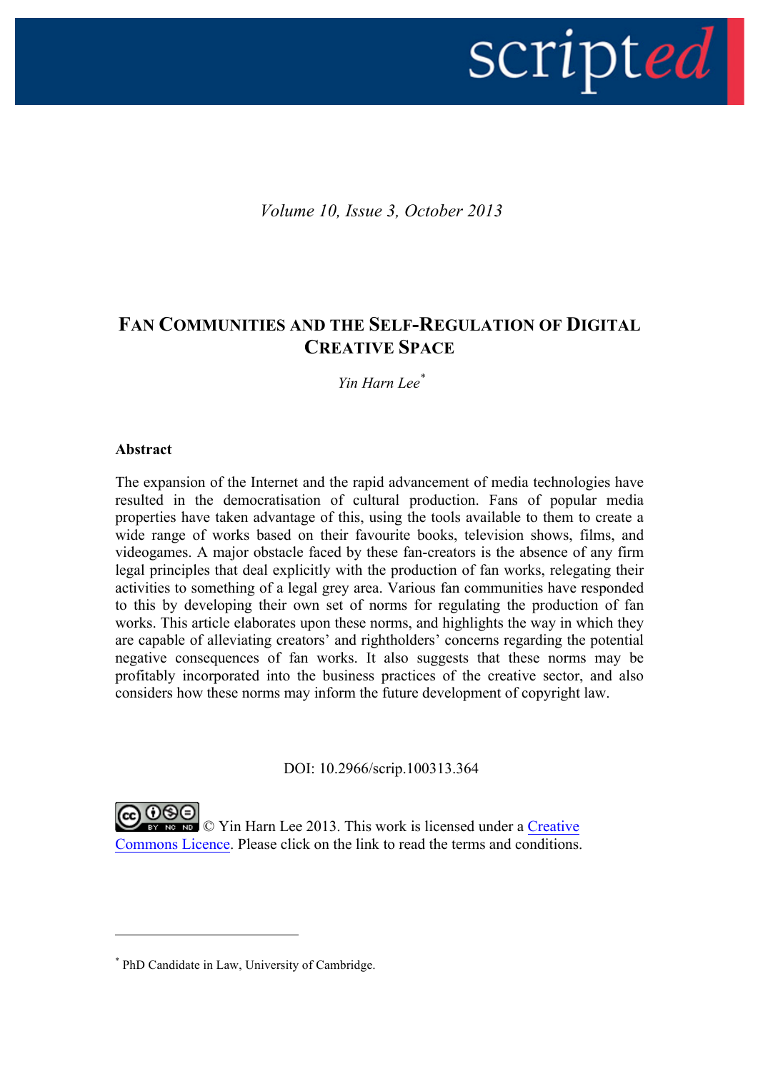*Volume 10, Issue 3, October 2013*

# FAN COMMUNITIES AND THE SELF-REGULATION OF DIGITAL CREATIVE SPACE

*Yin Harn Lee*[*]

**Abstract**

The expansion of the Internet and the rapid advancement of media technologies have resulted in the democratisation of cultural production. Fans of popular media properties have taken advantage of this, using the tools available to them to create a wide range of works based on their favourite books, television shows, films, and videogames. A major obstacle faced by these fan-creators is the absence of any firm legal principles that deal explicitly with the production of fan works, relegating their activities to something of a legal grey area. Various fan communities have responded to this by developing their own set of norms for regulating the production of fan works. This article elaborates upon these norms, and highlights the way in which they are capable of alleviating creators' and rightholders' concerns regarding the potential negative consequences of fan works. It also suggests that these norms may be profitably incorporated into the business practices of the creative sector, and also considers how these norms may inform the future development of copyright law.

DOI: 10.2966/scrip.100313.364

© Yin Harn Lee 2013. This work is licensed under a Creative Commons Licence. Please click on the link to read the terms and conditions.

---

[*] PhD Candidate in Law, University of Cambridge.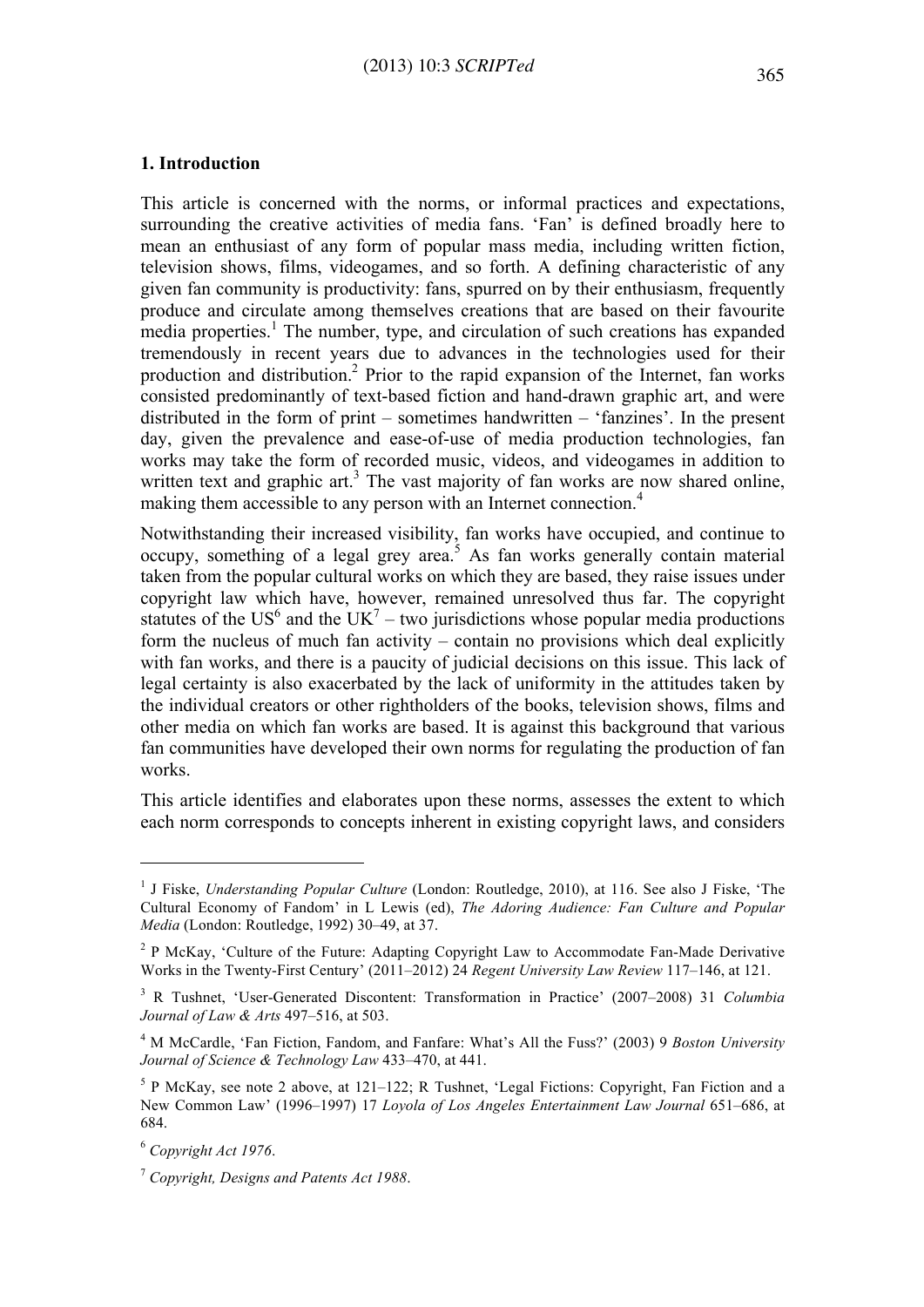## 1. Introduction

This article is concerned with the norms, or informal practices and expectations, surrounding the creative activities of media fans. 'Fan' is defined broadly here to mean an enthusiast of any form of popular mass media, including written fiction, television shows, films, videogames, and so forth. A defining characteristic of any given fan community is productivity: fans, spurred on by their enthusiasm, frequently produce and circulate among themselves creations that are based on their favourite media properties.[1] The number, type, and circulation of such creations has expanded tremendously in recent years due to advances in the technologies used for their production and distribution.[2] Prior to the rapid expansion of the Internet, fan works consisted predominantly of text-based fiction and hand-drawn graphic art, and were distributed in the form of print – sometimes handwritten – 'fanzines'. In the present day, given the prevalence and ease-of-use of media production technologies, fan works may take the form of recorded music, videos, and videogames in addition to written text and graphic art.[3] The vast majority of fan works are now shared online, making them accessible to any person with an Internet connection.[4]

Notwithstanding their increased visibility, fan works have occupied, and continue to occupy, something of a legal grey area.[5] As fan works generally contain material taken from the popular cultural works on which they are based, they raise issues under copyright law which have, however, remained unresolved thus far. The copyright statutes of the US[6] and the UK[7] – two jurisdictions whose popular media productions form the nucleus of much fan activity – contain no provisions which deal explicitly with fan works, and there is a paucity of judicial decisions on this issue. This lack of legal certainty is also exacerbated by the lack of uniformity in the attitudes taken by the individual creators or other rightholders of the books, television shows, films and other media on which fan works are based. It is against this background that various fan communities have developed their own norms for regulating the production of fan works.

This article identifies and elaborates upon these norms, assesses the extent to which each norm corresponds to concepts inherent in existing copyright laws, and considers

---

[1] J Fiske, *Understanding Popular Culture* (London: Routledge, 2010), at 116. See also J Fiske, 'The Cultural Economy of Fandom' in L Lewis (ed), *The Adoring Audience: Fan Culture and Popular Media* (London: Routledge, 1992) 30–49, at 37.

[2] P McKay, 'Culture of the Future: Adapting Copyright Law to Accommodate Fan-Made Derivative Works in the Twenty-First Century' (2011–2012) 24 *Regent University Law Review* 117–146, at 121.

[3] R Tushnet, 'User-Generated Discontent: Transformation in Practice' (2007–2008) 31 *Columbia Journal of Law & Arts* 497–516, at 503.

[4] M McCardle, 'Fan Fiction, Fandom, and Fanfare: What's All the Fuss?' (2003) 9 *Boston University Journal of Science & Technology Law* 433–470, at 441.

[5] P McKay, see note 2 above, at 121–122; R Tushnet, 'Legal Fictions: Copyright, Fan Fiction and a New Common Law' (1996–1997) 17 *Loyola of Los Angeles Entertainment Law Journal* 651–686, at 684.

[6] *Copyright Act 1976*.

[7] *Copyright, Designs and Patents Act 1988*.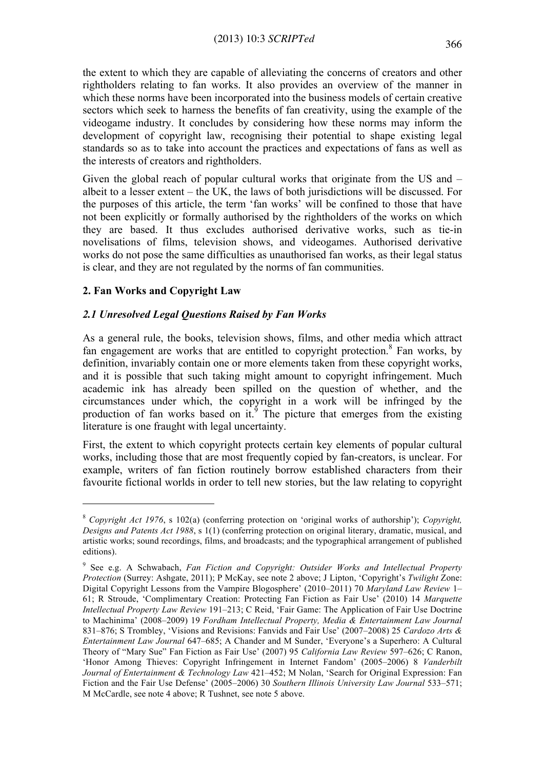the extent to which they are capable of alleviating the concerns of creators and other rightholders relating to fan works. It also provides an overview of the manner in which these norms have been incorporated into the business models of certain creative sectors which seek to harness the benefits of fan creativity, using the example of the videogame industry. It concludes by considering how these norms may inform the development of copyright law, recognising their potential to shape existing legal standards so as to take into account the practices and expectations of fans as well as the interests of creators and rightholders.

Given the global reach of popular cultural works that originate from the US and – albeit to a lesser extent – the UK, the laws of both jurisdictions will be discussed. For the purposes of this article, the term 'fan works' will be confined to those that have not been explicitly or formally authorised by the rightholders of the works on which they are based. It thus excludes authorised derivative works, such as tie-in novelisations of films, television shows, and videogames. Authorised derivative works do not pose the same difficulties as unauthorised fan works, as their legal status is clear, and they are not regulated by the norms of fan communities.

## 2. Fan Works and Copyright Law

### *2.1 Unresolved Legal Questions Raised by Fan Works*

As a general rule, the books, television shows, films, and other media which attract fan engagement are works that are entitled to copyright protection.[8] Fan works, by definition, invariably contain one or more elements taken from these copyright works, and it is possible that such taking might amount to copyright infringement. Much academic ink has already been spilled on the question of whether, and the circumstances under which, the copyright in a work will be infringed by the production of fan works based on it.[9] The picture that emerges from the existing literature is one fraught with legal uncertainty.

First, the extent to which copyright protects certain key elements of popular cultural works, including those that are most frequently copied by fan-creators, is unclear. For example, writers of fan fiction routinely borrow established characters from their favourite fictional worlds in order to tell new stories, but the law relating to copyright

---

[8] *Copyright Act 1976*, s 102(a) (conferring protection on 'original works of authorship'); *Copyright, Designs and Patents Act 1988*, s 1(1) (conferring protection on original literary, dramatic, musical, and artistic works; sound recordings, films, and broadcasts; and the typographical arrangement of published editions).

[9] See e.g. A Schwabach, *Fan Fiction and Copyright: Outsider Works and Intellectual Property Protection* (Surrey: Ashgate, 2011); P McKay, see note 2 above; J Lipton, 'Copyright's *Twilight* Zone: Digital Copyright Lessons from the Vampire Blogosphere' (2010–2011) 70 *Maryland Law Review* 1–61; R Stroude, 'Complimentary Creation: Protecting Fan Fiction as Fair Use' (2010) 14 *Marquette Intellectual Property Law Review* 191–213; C Reid, 'Fair Game: The Application of Fair Use Doctrine to Machinima' (2008–2009) 19 *Fordham Intellectual Property, Media & Entertainment Law Journal* 831–876; S Trombley, 'Visions and Revisions: Fanvids and Fair Use' (2007–2008) 25 *Cardozo Arts & Entertainment Law Journal* 647–685; A Chander and M Sunder, 'Everyone's a Superhero: A Cultural Theory of "Mary Sue" Fan Fiction as Fair Use' (2007) 95 *California Law Review* 597–626; C Ranon, 'Honor Among Thieves: Copyright Infringement in Internet Fandom' (2005–2006) 8 *Vanderbilt Journal of Entertainment & Technology Law* 421–452; M Nolan, 'Search for Original Expression: Fan Fiction and the Fair Use Defense' (2005–2006) 30 *Southern Illinois University Law Journal* 533–571; M McCardle, see note 4 above; R Tushnet, see note 5 above.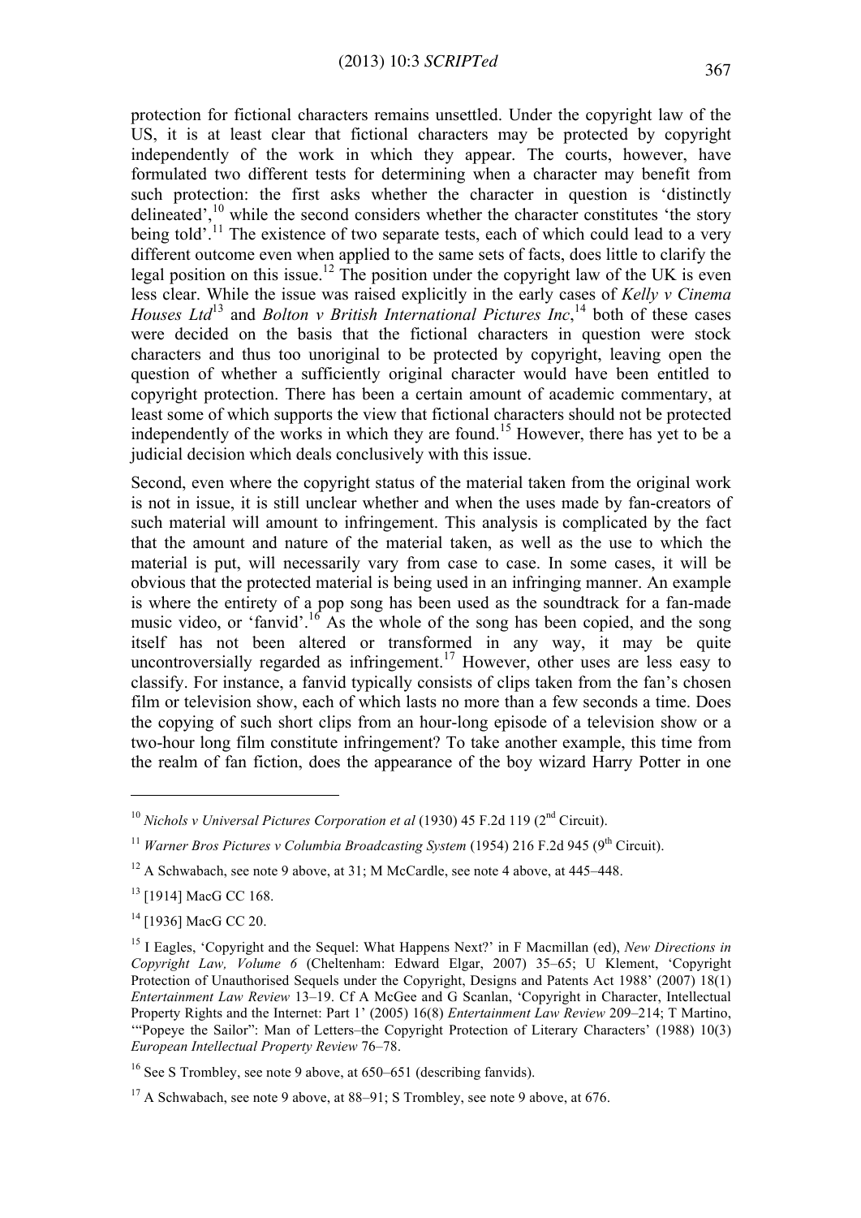protection for fictional characters remains unsettled. Under the copyright law of the US, it is at least clear that fictional characters may be protected by copyright independently of the work in which they appear. The courts, however, have formulated two different tests for determining when a character may benefit from such protection: the first asks whether the character in question is 'distinctly delineated',[10] while the second considers whether the character constitutes 'the story being told'.[11] The existence of two separate tests, each of which could lead to a very different outcome even when applied to the same sets of facts, does little to clarify the legal position on this issue.[12] The position under the copyright law of the UK is even less clear. While the issue was raised explicitly in the early cases of *Kelly v Cinema Houses Ltd*[13] and *Bolton v British International Pictures Inc*,[14] both of these cases were decided on the basis that the fictional characters in question were stock characters and thus too unoriginal to be protected by copyright, leaving open the question of whether a sufficiently original character would have been entitled to copyright protection. There has been a certain amount of academic commentary, at least some of which supports the view that fictional characters should not be protected independently of the works in which they are found.[15] However, there has yet to be a judicial decision which deals conclusively with this issue.

Second, even where the copyright status of the material taken from the original work is not in issue, it is still unclear whether and when the uses made by fan-creators of such material will amount to infringement. This analysis is complicated by the fact that the amount and nature of the material taken, as well as the use to which the material is put, will necessarily vary from case to case. In some cases, it will be obvious that the protected material is being used in an infringing manner. An example is where the entirety of a pop song has been used as the soundtrack for a fan-made music video, or 'fanvid'.[16] As the whole of the song has been copied, and the song itself has not been altered or transformed in any way, it may be quite uncontroversially regarded as infringement.[17] However, other uses are less easy to classify. For instance, a fanvid typically consists of clips taken from the fan's chosen film or television show, each of which lasts no more than a few seconds a time. Does the copying of such short clips from an hour-long episode of a television show or a two-hour long film constitute infringement? To take another example, this time from the realm of fan fiction, does the appearance of the boy wizard Harry Potter in one

---

[10] *Nichols v Universal Pictures Corporation et al* (1930) 45 F.2d 119 (2nd Circuit).

[11] *Warner Bros Pictures v Columbia Broadcasting System* (1954) 216 F.2d 945 (9th Circuit).

[12] A Schwabach, see note 9 above, at 31; M McCardle, see note 4 above, at 445–448.

[13] [1914] MacG CC 168.

[14] [1936] MacG CC 20.

[15] I Eagles, 'Copyright and the Sequel: What Happens Next?' in F Macmillan (ed), *New Directions in Copyright Law, Volume 6* (Cheltenham: Edward Elgar, 2007) 35–65; U Klement, 'Copyright Protection of Unauthorised Sequels under the Copyright, Designs and Patents Act 1988' (2007) 18(1) *Entertainment Law Review* 13–19. Cf A McGee and G Scanlan, 'Copyright in Character, Intellectual Property Rights and the Internet: Part 1' (2005) 16(8) *Entertainment Law Review* 209–214; T Martino, '"Popeye the Sailor": Man of Letters–the Copyright Protection of Literary Characters' (1988) 10(3) *European Intellectual Property Review* 76–78.

[16] See S Trombley, see note 9 above, at 650–651 (describing fanvids).

[17] A Schwabach, see note 9 above, at 88–91; S Trombley, see note 9 above, at 676.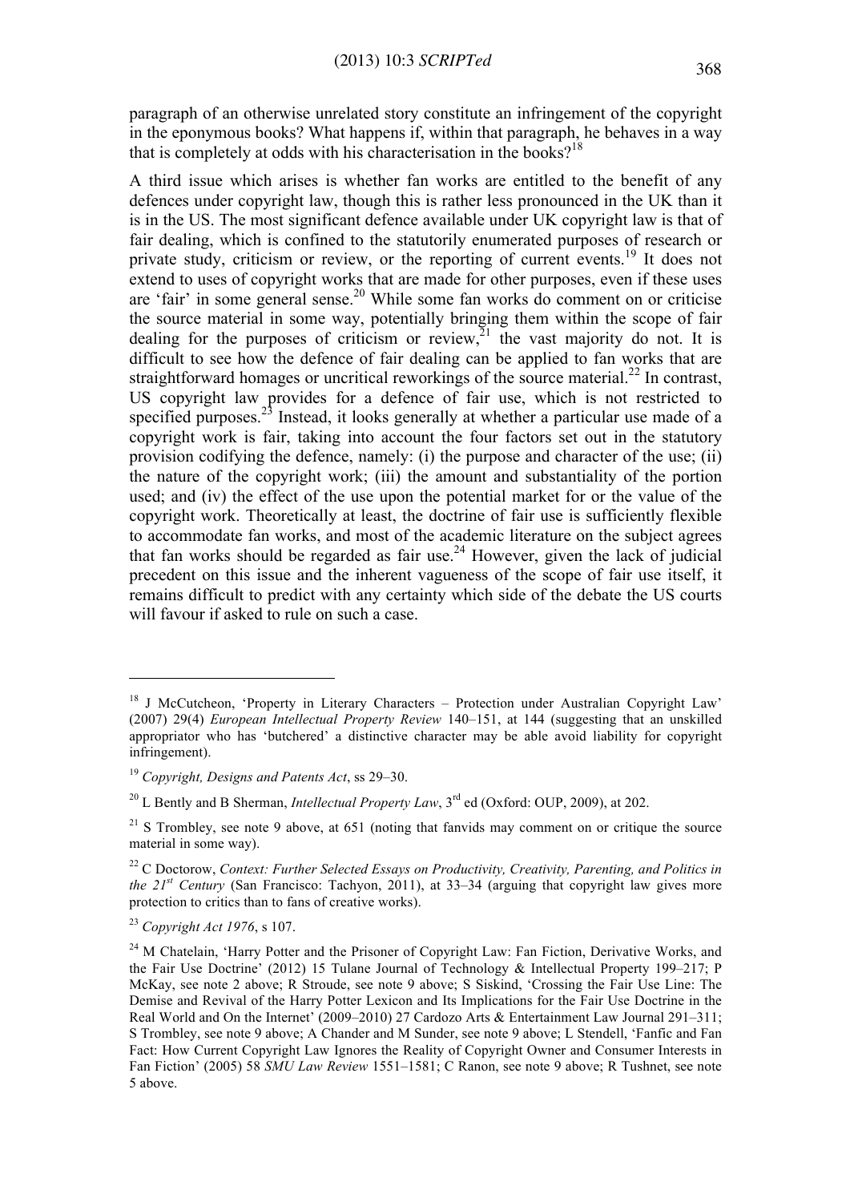paragraph of an otherwise unrelated story constitute an infringement of the copyright in the eponymous books? What happens if, within that paragraph, he behaves in a way that is completely at odds with his characterisation in the books?[18]

A third issue which arises is whether fan works are entitled to the benefit of any defences under copyright law, though this is rather less pronounced in the UK than it is in the US. The most significant defence available under UK copyright law is that of fair dealing, which is confined to the statutorily enumerated purposes of research or private study, criticism or review, or the reporting of current events.[19] It does not extend to uses of copyright works that are made for other purposes, even if these uses are 'fair' in some general sense.[20] While some fan works do comment on or criticise the source material in some way, potentially bringing them within the scope of fair dealing for the purposes of criticism or review,[21] the vast majority do not. It is difficult to see how the defence of fair dealing can be applied to fan works that are straightforward homages or uncritical reworkings of the source material.[22] In contrast, US copyright law provides for a defence of fair use, which is not restricted to specified purposes.[23] Instead, it looks generally at whether a particular use made of a copyright work is fair, taking into account the four factors set out in the statutory provision codifying the defence, namely: (i) the purpose and character of the use; (ii) the nature of the copyright work; (iii) the amount and substantiality of the portion used; and (iv) the effect of the use upon the potential market for or the value of the copyright work. Theoretically at least, the doctrine of fair use is sufficiently flexible to accommodate fan works, and most of the academic literature on the subject agrees that fan works should be regarded as fair use.[24] However, given the lack of judicial precedent on this issue and the inherent vagueness of the scope of fair use itself, it remains difficult to predict with any certainty which side of the debate the US courts will favour if asked to rule on such a case.

---

[18] J McCutcheon, 'Property in Literary Characters – Protection under Australian Copyright Law' (2007) 29(4) *European Intellectual Property Review* 140–151, at 144 (suggesting that an unskilled appropriator who has 'butchered' a distinctive character may be able avoid liability for copyright infringement).

[19] *Copyright, Designs and Patents Act*, ss 29–30.

[20] L Bently and B Sherman, *Intellectual Property Law*, 3rd ed (Oxford: OUP, 2009), at 202.

[21] S Trombley, see note 9 above, at 651 (noting that fanvids may comment on or critique the source material in some way).

[22] C Doctorow, *Context: Further Selected Essays on Productivity, Creativity, Parenting, and Politics in the 21st Century* (San Francisco: Tachyon, 2011), at 33–34 (arguing that copyright law gives more protection to critics than to fans of creative works).

[23] *Copyright Act 1976*, s 107.

[24] M Chatelain, 'Harry Potter and the Prisoner of Copyright Law: Fan Fiction, Derivative Works, and the Fair Use Doctrine' (2012) 15 Tulane Journal of Technology & Intellectual Property 199–217; P McKay, see note 2 above; R Stroude, see note 9 above; S Siskind, 'Crossing the Fair Use Line: The Demise and Revival of the Harry Potter Lexicon and Its Implications for the Fair Use Doctrine in the Real World and On the Internet' (2009–2010) 27 Cardozo Arts & Entertainment Law Journal 291–311; S Trombley, see note 9 above; A Chander and M Sunder, see note 9 above; L Stendell, 'Fanfic and Fan Fact: How Current Copyright Law Ignores the Reality of Copyright Owner and Consumer Interests in Fan Fiction' (2005) 58 *SMU Law Review* 1551–1581; C Ranon, see note 9 above; R Tushnet, see note 5 above.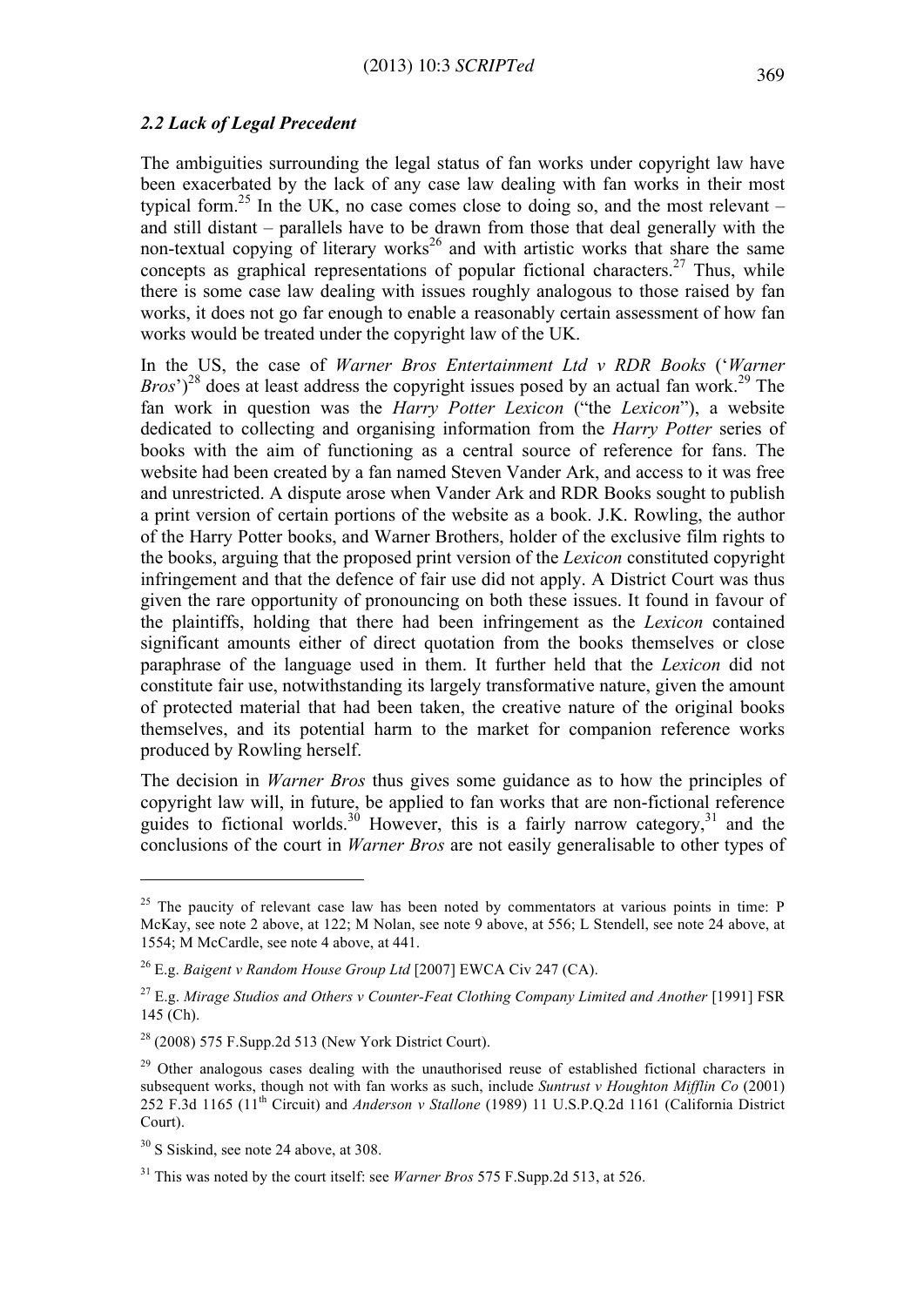### *2.2 Lack of Legal Precedent*

The ambiguities surrounding the legal status of fan works under copyright law have been exacerbated by the lack of any case law dealing with fan works in their most typical form.[25] In the UK, no case comes close to doing so, and the most relevant – and still distant – parallels have to be drawn from those that deal generally with the non-textual copying of literary works[26] and with artistic works that share the same concepts as graphical representations of popular fictional characters.[27] Thus, while there is some case law dealing with issues roughly analogous to those raised by fan works, it does not go far enough to enable a reasonably certain assessment of how fan works would be treated under the copyright law of the UK.

In the US, the case of *Warner Bros Entertainment Ltd v RDR Books* ('*Warner Bros*')[28] does at least address the copyright issues posed by an actual fan work.[29] The fan work in question was the *Harry Potter Lexicon* ("the *Lexicon*"), a website dedicated to collecting and organising information from the *Harry Potter* series of books with the aim of functioning as a central source of reference for fans. The website had been created by a fan named Steven Vander Ark, and access to it was free and unrestricted. A dispute arose when Vander Ark and RDR Books sought to publish a print version of certain portions of the website as a book. J.K. Rowling, the author of the Harry Potter books, and Warner Brothers, holder of the exclusive film rights to the books, arguing that the proposed print version of the *Lexicon* constituted copyright infringement and that the defence of fair use did not apply. A District Court was thus given the rare opportunity of pronouncing on both these issues. It found in favour of the plaintiffs, holding that there had been infringement as the *Lexicon* contained significant amounts either of direct quotation from the books themselves or close paraphrase of the language used in them. It further held that the *Lexicon* did not constitute fair use, notwithstanding its largely transformative nature, given the amount of protected material that had been taken, the creative nature of the original books themselves, and its potential harm to the market for companion reference works produced by Rowling herself.

The decision in *Warner Bros* thus gives some guidance as to how the principles of copyright law will, in future, be applied to fan works that are non-fictional reference guides to fictional worlds.[30] However, this is a fairly narrow category,[31] and the conclusions of the court in *Warner Bros* are not easily generalisable to other types of

---

[25] The paucity of relevant case law has been noted by commentators at various points in time: P McKay, see note 2 above, at 122; M Nolan, see note 9 above, at 556; L Stendell, see note 24 above, at 1554; M McCardle, see note 4 above, at 441.

[26] E.g. *Baigent v Random House Group Ltd* [2007] EWCA Civ 247 (CA).

[27] E.g. *Mirage Studios and Others v Counter-Feat Clothing Company Limited and Another* [1991] FSR 145 (Ch).

[28] (2008) 575 F.Supp.2d 513 (New York District Court).

[29] Other analogous cases dealing with the unauthorised reuse of established fictional characters in subsequent works, though not with fan works as such, include *Suntrust v Houghton Mifflin Co* (2001) 252 F.3d 1165 (11th Circuit) and *Anderson v Stallone* (1989) 11 U.S.P.Q.2d 1161 (California District Court).

[30] S Siskind, see note 24 above, at 308.

[31] This was noted by the court itself: see *Warner Bros* 575 F.Supp.2d 513, at 526.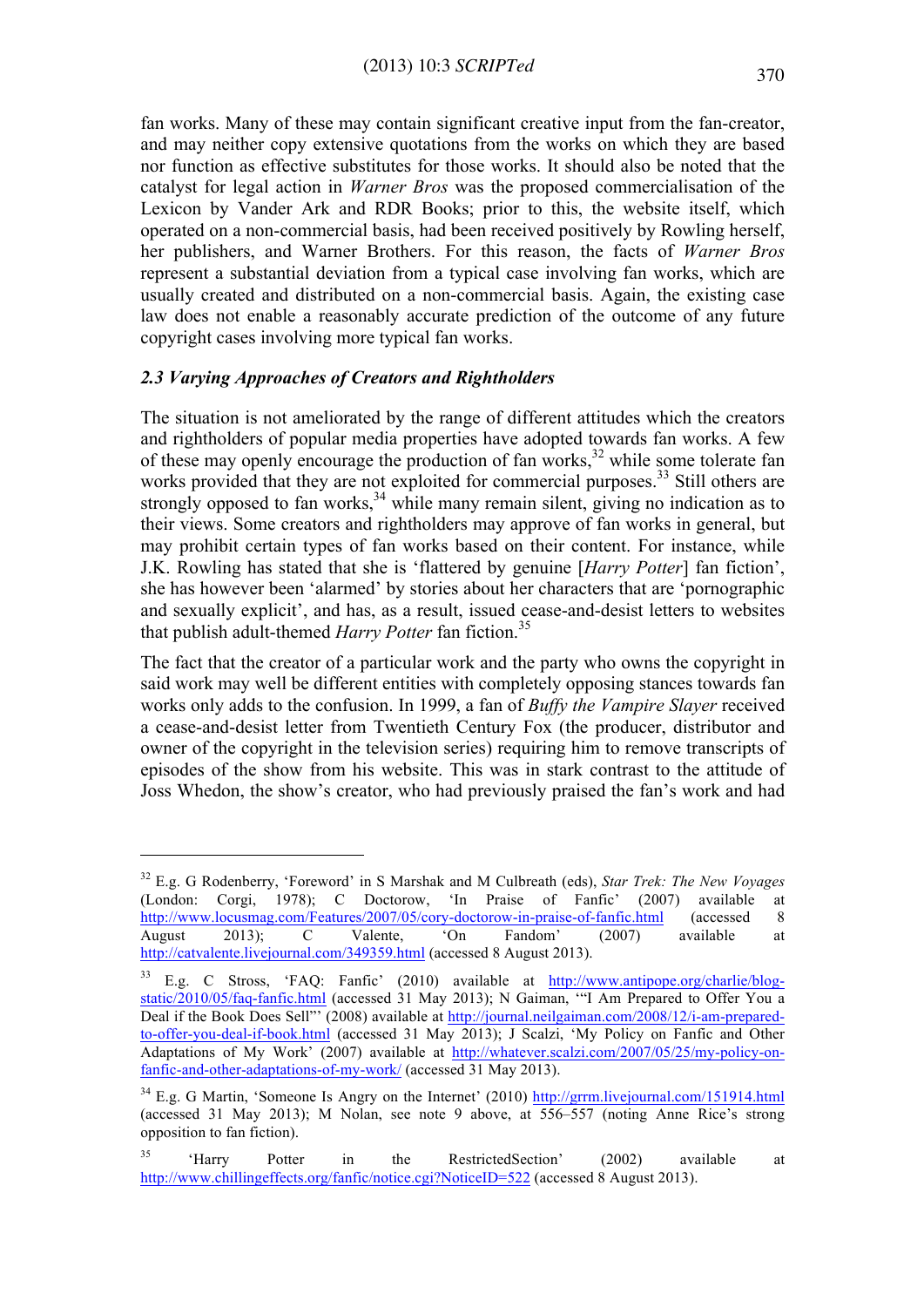fan works. Many of these may contain significant creative input from the fan-creator, and may neither copy extensive quotations from the works on which they are based nor function as effective substitutes for those works. It should also be noted that the catalyst for legal action in *Warner Bros* was the proposed commercialisation of the Lexicon by Vander Ark and RDR Books; prior to this, the website itself, which operated on a non-commercial basis, had been received positively by Rowling herself, her publishers, and Warner Brothers. For this reason, the facts of *Warner Bros* represent a substantial deviation from a typical case involving fan works, which are usually created and distributed on a non-commercial basis. Again, the existing case law does not enable a reasonably accurate prediction of the outcome of any future copyright cases involving more typical fan works.

### *2.3 Varying Approaches of Creators and Rightholders*

The situation is not ameliorated by the range of different attitudes which the creators and rightholders of popular media properties have adopted towards fan works. A few of these may openly encourage the production of fan works,[32] while some tolerate fan works provided that they are not exploited for commercial purposes.[33] Still others are strongly opposed to fan works,[34] while many remain silent, giving no indication as to their views. Some creators and rightholders may approve of fan works in general, but may prohibit certain types of fan works based on their content. For instance, while J.K. Rowling has stated that she is 'flattered by genuine [*Harry Potter*] fan fiction', she has however been 'alarmed' by stories about her characters that are 'pornographic and sexually explicit', and has, as a result, issued cease-and-desist letters to websites that publish adult-themed *Harry Potter* fan fiction.[35]

The fact that the creator of a particular work and the party who owns the copyright in said work may well be different entities with completely opposing stances towards fan works only adds to the confusion. In 1999, a fan of *Buffy the Vampire Slayer* received a cease-and-desist letter from Twentieth Century Fox (the producer, distributor and owner of the copyright in the television series) requiring him to remove transcripts of episodes of the show from his website. This was in stark contrast to the attitude of Joss Whedon, the show's creator, who had previously praised the fan's work and had

---

[32] E.g. G Rodenberry, 'Foreword' in S Marshak and M Culbreath (eds), *Star Trek: The New Voyages* (London: Corgi, 1978); C Doctorow, 'In Praise of Fanfic' (2007) available at http://www.locusmag.com/Features/2007/05/cory-doctorow-in-praise-of-fanfic.html (accessed 8 August 2013); C Valente, 'On Fandom' (2007) available at http://catvalente.livejournal.com/349359.html (accessed 8 August 2013).

[33] E.g. C Stross, 'FAQ: Fanfic' (2010) available at http://www.antipope.org/charlie/blog-static/2010/05/faq-fanfic.html (accessed 31 May 2013); N Gaiman, '"I Am Prepared to Offer You a Deal if the Book Does Sell"' (2008) available at http://journal.neilgaiman.com/2008/12/i-am-prepared-to-offer-you-deal-if-book.html (accessed 31 May 2013); J Scalzi, 'My Policy on Fanfic and Other Adaptations of My Work' (2007) available at http://whatever.scalzi.com/2007/05/25/my-policy-on-fanfic-and-other-adaptations-of-my-work/ (accessed 31 May 2013).

[34] E.g. G Martin, 'Someone Is Angry on the Internet' (2010) http://grrm.livejournal.com/151914.html (accessed 31 May 2013); M Nolan, see note 9 above, at 556–557 (noting Anne Rice's strong opposition to fan fiction).

[35] 'Harry Potter in the RestrictedSection' (2002) available at http://www.chillingeffects.org/fanfic/notice.cgi?NoticeID=522 (accessed 8 August 2013).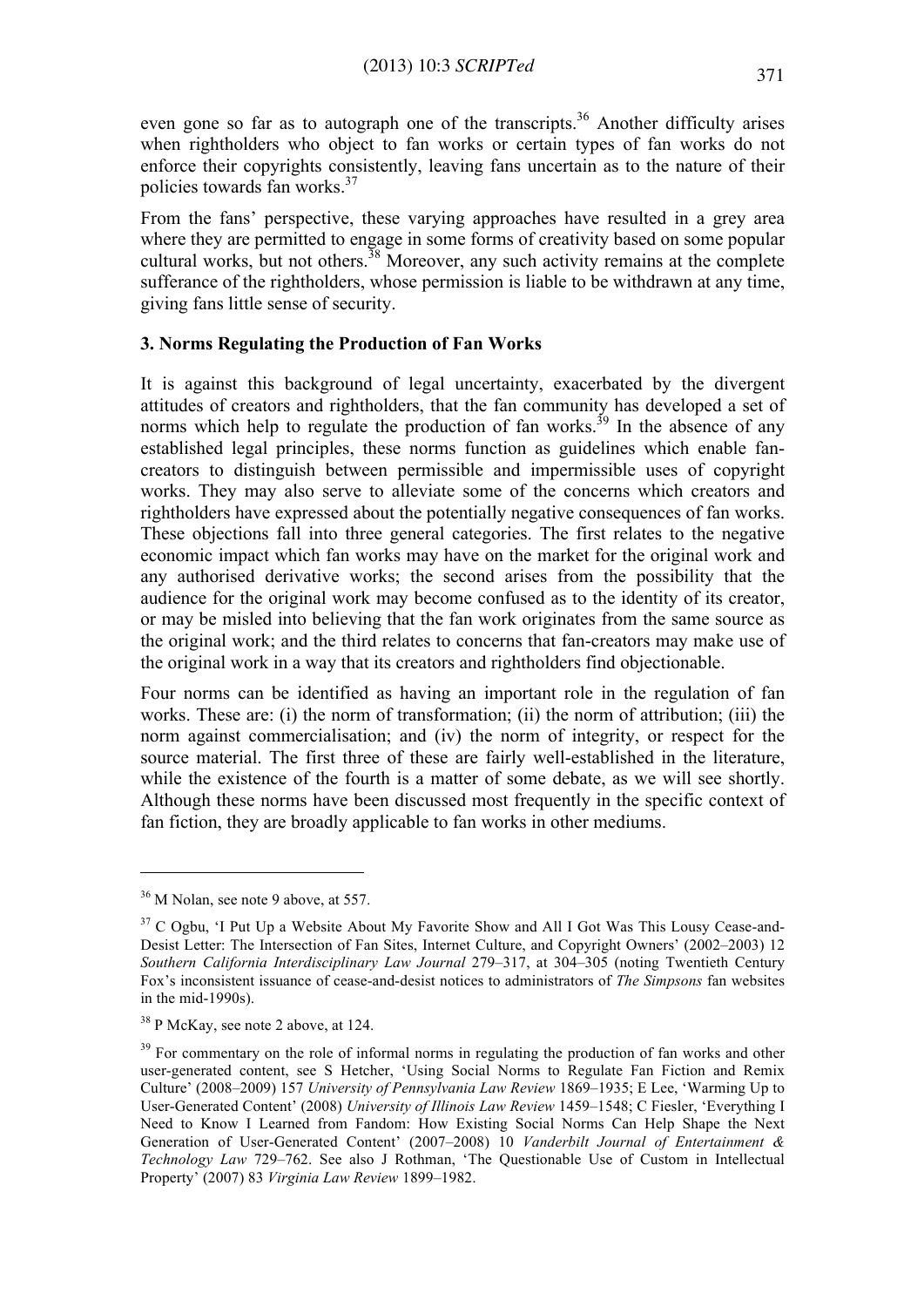even gone so far as to autograph one of the transcripts.[36] Another difficulty arises when rightholders who object to fan works or certain types of fan works do not enforce their copyrights consistently, leaving fans uncertain as to the nature of their policies towards fan works.[37]

From the fans' perspective, these varying approaches have resulted in a grey area where they are permitted to engage in some forms of creativity based on some popular cultural works, but not others.[38] Moreover, any such activity remains at the complete sufferance of the rightholders, whose permission is liable to be withdrawn at any time, giving fans little sense of security.

### 3. Norms Regulating the Production of Fan Works

It is against this background of legal uncertainty, exacerbated by the divergent attitudes of creators and rightholders, that the fan community has developed a set of norms which help to regulate the production of fan works.[39] In the absence of any established legal principles, these norms function as guidelines which enable fan-creators to distinguish between permissible and impermissible uses of copyright works. They may also serve to alleviate some of the concerns which creators and rightholders have expressed about the potentially negative consequences of fan works. These objections fall into three general categories. The first relates to the negative economic impact which fan works may have on the market for the original work and any authorised derivative works; the second arises from the possibility that the audience for the original work may become confused as to the identity of its creator, or may be misled into believing that the fan work originates from the same source as the original work; and the third relates to concerns that fan-creators may make use of the original work in a way that its creators and rightholders find objectionable.

Four norms can be identified as having an important role in the regulation of fan works. These are: (i) the norm of transformation; (ii) the norm of attribution; (iii) the norm against commercialisation; and (iv) the norm of integrity, or respect for the source material. The first three of these are fairly well-established in the literature, while the existence of the fourth is a matter of some debate, as we will see shortly. Although these norms have been discussed most frequently in the specific context of fan fiction, they are broadly applicable to fan works in other mediums.

---

[36] M Nolan, see note 9 above, at 557.

[37] C Ogbu, 'I Put Up a Website About My Favorite Show and All I Got Was This Lousy Cease-and-Desist Letter: The Intersection of Fan Sites, Internet Culture, and Copyright Owners' (2002–2003) 12 *Southern California Interdisciplinary Law Journal* 279–317, at 304–305 (noting Twentieth Century Fox's inconsistent issuance of cease-and-desist notices to administrators of *The Simpsons* fan websites in the mid-1990s).

[38] P McKay, see note 2 above, at 124.

[39] For commentary on the role of informal norms in regulating the production of fan works and other user-generated content, see S Hetcher, 'Using Social Norms to Regulate Fan Fiction and Remix Culture' (2008–2009) 157 *University of Pennsylvania Law Review* 1869–1935; E Lee, 'Warming Up to User-Generated Content' (2008) *University of Illinois Law Review* 1459–1548; C Fiesler, 'Everything I Need to Know I Learned from Fandom: How Existing Social Norms Can Help Shape the Next Generation of User-Generated Content' (2007–2008) 10 *Vanderbilt Journal of Entertainment & Technology Law* 729–762. See also J Rothman, 'The Questionable Use of Custom in Intellectual Property' (2007) 83 *Virginia Law Review* 1899–1982.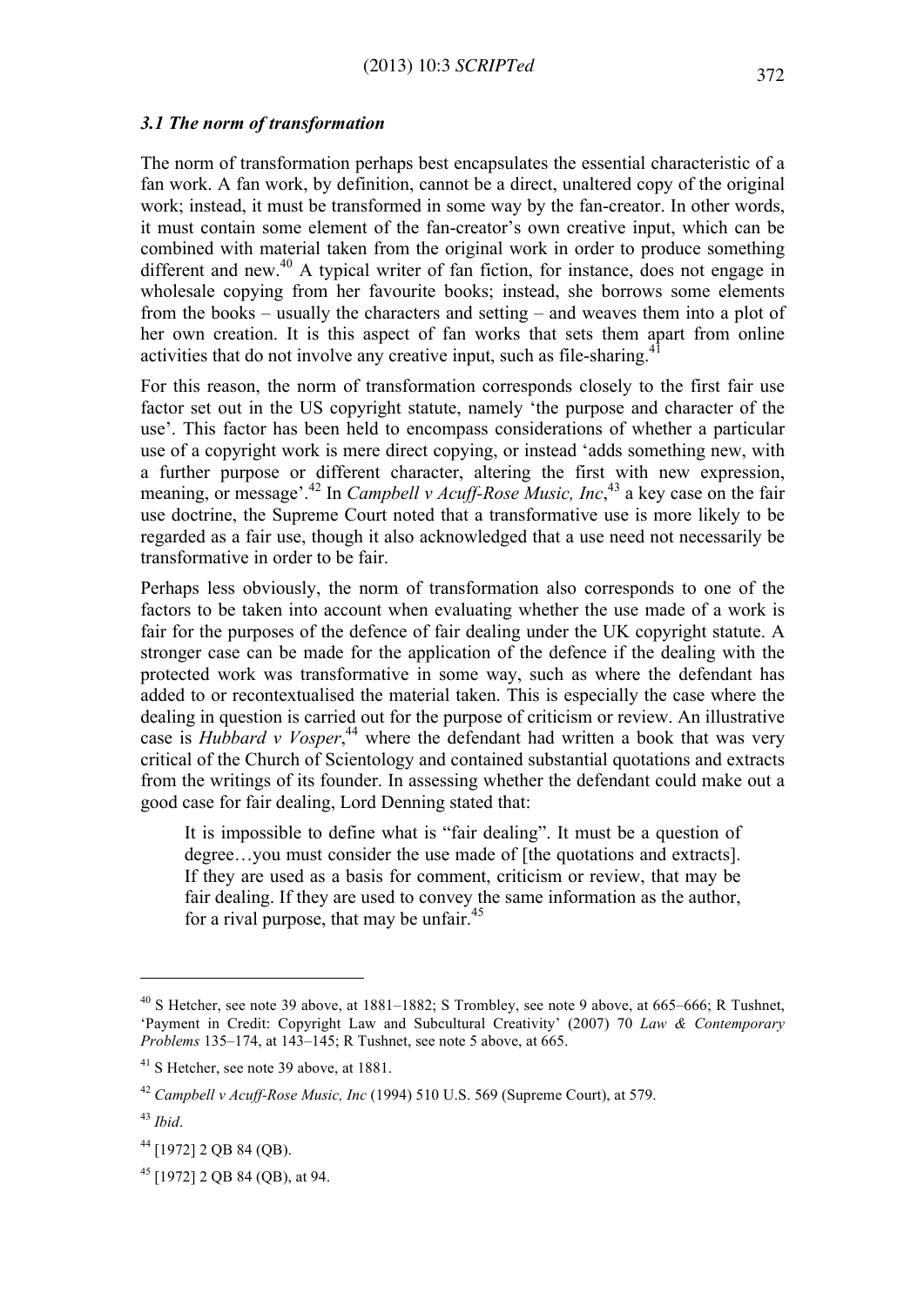### *3.1 The norm of transformation*

The norm of transformation perhaps best encapsulates the essential characteristic of a fan work. A fan work, by definition, cannot be a direct, unaltered copy of the original work; instead, it must be transformed in some way by the fan-creator. In other words, it must contain some element of the fan-creator's own creative input, which can be combined with material taken from the original work in order to produce something different and new.[40] A typical writer of fan fiction, for instance, does not engage in wholesale copying from her favourite books; instead, she borrows some elements from the books – usually the characters and setting – and weaves them into a plot of her own creation. It is this aspect of fan works that sets them apart from online activities that do not involve any creative input, such as file-sharing.[41]

For this reason, the norm of transformation corresponds closely to the first fair use factor set out in the US copyright statute, namely 'the purpose and character of the use'. This factor has been held to encompass considerations of whether a particular use of a copyright work is mere direct copying, or instead 'adds something new, with a further purpose or different character, altering the first with new expression, meaning, or message'.[42] In *Campbell v Acuff-Rose Music, Inc*,[43] a key case on the fair use doctrine, the Supreme Court noted that a transformative use is more likely to be regarded as a fair use, though it also acknowledged that a use need not necessarily be transformative in order to be fair.

Perhaps less obviously, the norm of transformation also corresponds to one of the factors to be taken into account when evaluating whether the use made of a work is fair for the purposes of the defence of fair dealing under the UK copyright statute. A stronger case can be made for the application of the defence if the dealing with the protected work was transformative in some way, such as where the defendant has added to or recontextualised the material taken. This is especially the case where the dealing in question is carried out for the purpose of criticism or review. An illustrative case is *Hubbard v Vosper*,[44] where the defendant had written a book that was very critical of the Church of Scientology and contained substantial quotations and extracts from the writings of its founder. In assessing whether the defendant could make out a good case for fair dealing, Lord Denning stated that:

> It is impossible to define what is "fair dealing". It must be a question of degree…you must consider the use made of [the quotations and extracts]. If they are used as a basis for comment, criticism or review, that may be fair dealing. If they are used to convey the same information as the author, for a rival purpose, that may be unfair.[45]

---

[40] S Hetcher, see note 39 above, at 1881–1882; S Trombley, see note 9 above, at 665–666; R Tushnet, 'Payment in Credit: Copyright Law and Subcultural Creativity' (2007) 70 *Law & Contemporary Problems* 135–174, at 143–145; R Tushnet, see note 5 above, at 665.

[41] S Hetcher, see note 39 above, at 1881.

[42] *Campbell v Acuff-Rose Music, Inc* (1994) 510 U.S. 569 (Supreme Court), at 579.

[43] *Ibid*.

[44] [1972] 2 QB 84 (QB).

[45] [1972] 2 QB 84 (QB), at 94.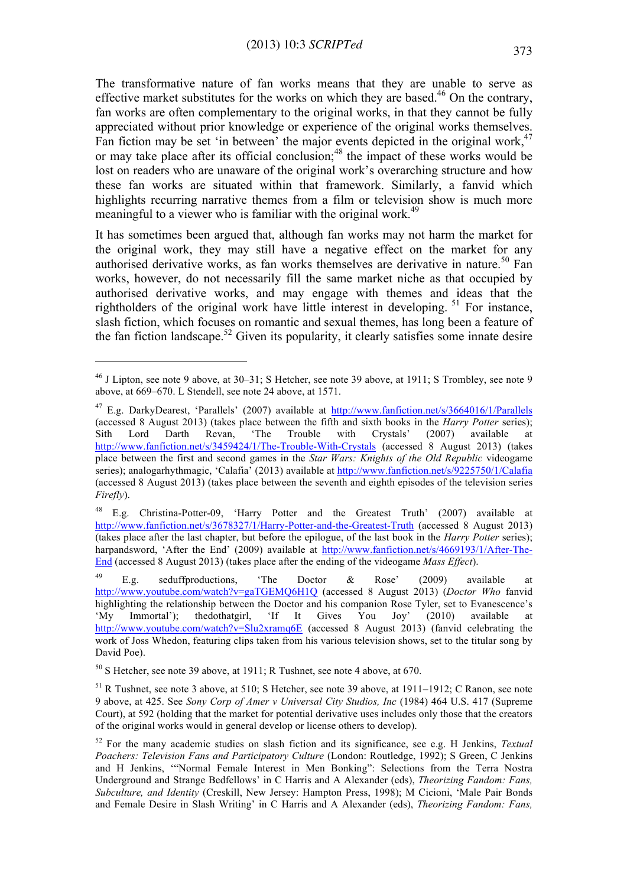The transformative nature of fan works means that they are unable to serve as effective market substitutes for the works on which they are based.[46] On the contrary, fan works are often complementary to the original works, in that they cannot be fully appreciated without prior knowledge or experience of the original works themselves. Fan fiction may be set 'in between' the major events depicted in the original work,[47] or may take place after its official conclusion;[48] the impact of these works would be lost on readers who are unaware of the original work's overarching structure and how these fan works are situated within that framework. Similarly, a fanvid which highlights recurring narrative themes from a film or television show is much more meaningful to a viewer who is familiar with the original work.[49]

It has sometimes been argued that, although fan works may not harm the market for the original work, they may still have a negative effect on the market for any authorised derivative works, as fan works themselves are derivative in nature.[50] Fan works, however, do not necessarily fill the same market niche as that occupied by authorised derivative works, and may engage with themes and ideas that the rightholders of the original work have little interest in developing.[51] For instance, slash fiction, which focuses on romantic and sexual themes, has long been a feature of the fan fiction landscape.[52] Given its popularity, it clearly satisfies some innate desire

---

[46] J Lipton, see note 9 above, at 30–31; S Hetcher, see note 39 above, at 1911; S Trombley, see note 9 above, at 669–670. L Stendell, see note 24 above, at 1571.

[47] E.g. DarkyDearest, 'Parallels' (2007) available at http://www.fanfiction.net/s/3664016/1/Parallels (accessed 8 August 2013) (takes place between the fifth and sixth books in the *Harry Potter* series); Sith Lord Darth Revan, 'The Trouble with Crystals' (2007) available at http://www.fanfiction.net/s/3459424/1/The-Trouble-With-Crystals (accessed 8 August 2013) (takes place between the first and second games in the *Star Wars: Knights of the Old Republic* videogame series); analogarhythmagic, 'Calafia' (2013) available at http://www.fanfiction.net/s/9225750/1/Calafia (accessed 8 August 2013) (takes place between the seventh and eighth episodes of the television series *Firefly*).

[48] E.g. Christina-Potter-09, 'Harry Potter and the Greatest Truth' (2007) available at http://www.fanfiction.net/s/3678327/1/Harry-Potter-and-the-Greatest-Truth (accessed 8 August 2013) (takes place after the last chapter, but before the epilogue, of the last book in the *Harry Potter* series); harpandsword, 'After the End' (2009) available at http://www.fanfiction.net/s/4669193/1/After-The-End (accessed 8 August 2013) (takes place after the ending of the videogame *Mass Effect*).

[49] E.g. seduffproductions, 'The Doctor & Rose' (2009) available at http://www.youtube.com/watch?v=gaTGEMQ6H1Q (accessed 8 August 2013) (*Doctor Who* fanvid highlighting the relationship between the Doctor and his companion Rose Tyler, set to Evanescence's 'My Immortal'); thedothatgirl, 'If It Gives You Joy' (2010) available at http://www.youtube.com/watch?v=Slu2xramq6E (accessed 8 August 2013) (fanvid celebrating the work of Joss Whedon, featuring clips taken from his various television shows, set to the titular song by David Poe).

[50] S Hetcher, see note 39 above, at 1911; R Tushnet, see note 4 above, at 670.

[51] R Tushnet, see note 3 above, at 510; S Hetcher, see note 39 above, at 1911–1912; C Ranon, see note 9 above, at 425. See *Sony Corp of Amer v Universal City Studios, Inc* (1984) 464 U.S. 417 (Supreme Court), at 592 (holding that the market for potential derivative uses includes only those that the creators of the original works would in general develop or license others to develop).

[52] For the many academic studies on slash fiction and its significance, see e.g. H Jenkins, *Textual Poachers: Television Fans and Participatory Culture* (London: Routledge, 1992); S Green, C Jenkins and H Jenkins, '"Normal Female Interest in Men Bonking": Selections from the Terra Nostra Underground and Strange Bedfellows' in C Harris and A Alexander (eds), *Theorizing Fandom: Fans, Subculture, and Identity* (Creskill, New Jersey: Hampton Press, 1998); M Cicioni, 'Male Pair Bonds and Female Desire in Slash Writing' in C Harris and A Alexander (eds), *Theorizing Fandom: Fans,*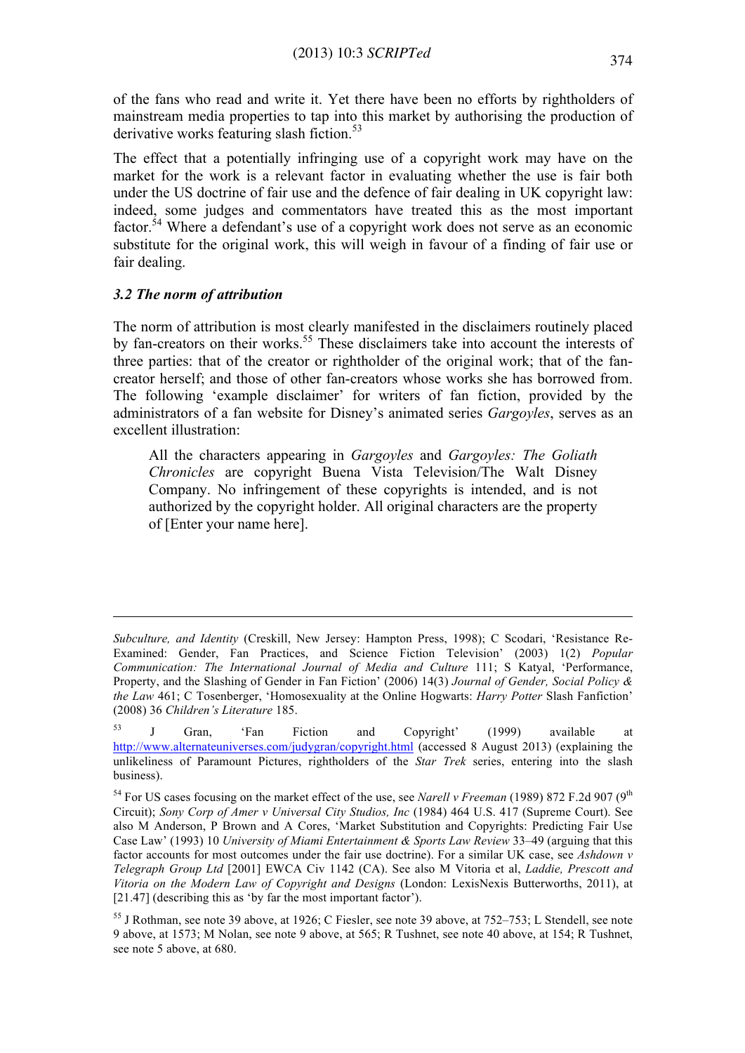of the fans who read and write it. Yet there have been no efforts by rightholders of mainstream media properties to tap into this market by authorising the production of derivative works featuring slash fiction.[53]

The effect that a potentially infringing use of a copyright work may have on the market for the work is a relevant factor in evaluating whether the use is fair both under the US doctrine of fair use and the defence of fair dealing in UK copyright law: indeed, some judges and commentators have treated this as the most important factor.[54] Where a defendant's use of a copyright work does not serve as an economic substitute for the original work, this will weigh in favour of a finding of fair use or fair dealing.

### *3.2 The norm of attribution*

The norm of attribution is most clearly manifested in the disclaimers routinely placed by fan-creators on their works.[55] These disclaimers take into account the interests of three parties: that of the creator or rightholder of the original work; that of the fan-creator herself; and those of other fan-creators whose works she has borrowed from. The following 'example disclaimer' for writers of fan fiction, provided by the administrators of a fan website for Disney's animated series *Gargoyles*, serves as an excellent illustration:

> All the characters appearing in *Gargoyles* and *Gargoyles: The Goliath Chronicles* are copyright Buena Vista Television/The Walt Disney Company. No infringement of these copyrights is intended, and is not authorized by the copyright holder. All original characters are the property of [Enter your name here].

---

*Subculture, and Identity* (Creskill, New Jersey: Hampton Press, 1998); C Scodari, 'Resistance Re-Examined: Gender, Fan Practices, and Science Fiction Television' (2003) 1(2) *Popular Communication: The International Journal of Media and Culture* 111; S Katyal, 'Performance, Property, and the Slashing of Gender in Fan Fiction' (2006) 14(3) *Journal of Gender, Social Policy & the Law* 461; C Tosenberger, 'Homosexuality at the Online Hogwarts: *Harry Potter* Slash Fanfiction' (2008) 36 *Children's Literature* 185.

[53] J Gran, 'Fan Fiction and Copyright' (1999) available at http://www.alternateuniverses.com/judygran/copyright.html (accessed 8 August 2013) (explaining the unlikeliness of Paramount Pictures, rightholders of the *Star Trek* series, entering into the slash business).

[54] For US cases focusing on the market effect of the use, see *Narell v Freeman* (1989) 872 F.2d 907 (9th Circuit); *Sony Corp of Amer v Universal City Studios, Inc* (1984) 464 U.S. 417 (Supreme Court). See also M Anderson, P Brown and A Cores, 'Market Substitution and Copyrights: Predicting Fair Use Case Law' (1993) 10 *University of Miami Entertainment & Sports Law Review* 33–49 (arguing that this factor accounts for most outcomes under the fair use doctrine). For a similar UK case, see *Ashdown v Telegraph Group Ltd* [2001] EWCA Civ 1142 (CA). See also M Vitoria et al, *Laddie, Prescott and Vitoria on the Modern Law of Copyright and Designs* (London: LexisNexis Butterworths, 2011), at [21.47] (describing this as 'by far the most important factor').

[55] J Rothman, see note 39 above, at 1926; C Fiesler, see note 39 above, at 752–753; L Stendell, see note 9 above, at 1573; M Nolan, see note 9 above, at 565; R Tushnet, see note 40 above, at 154; R Tushnet, see note 5 above, at 680.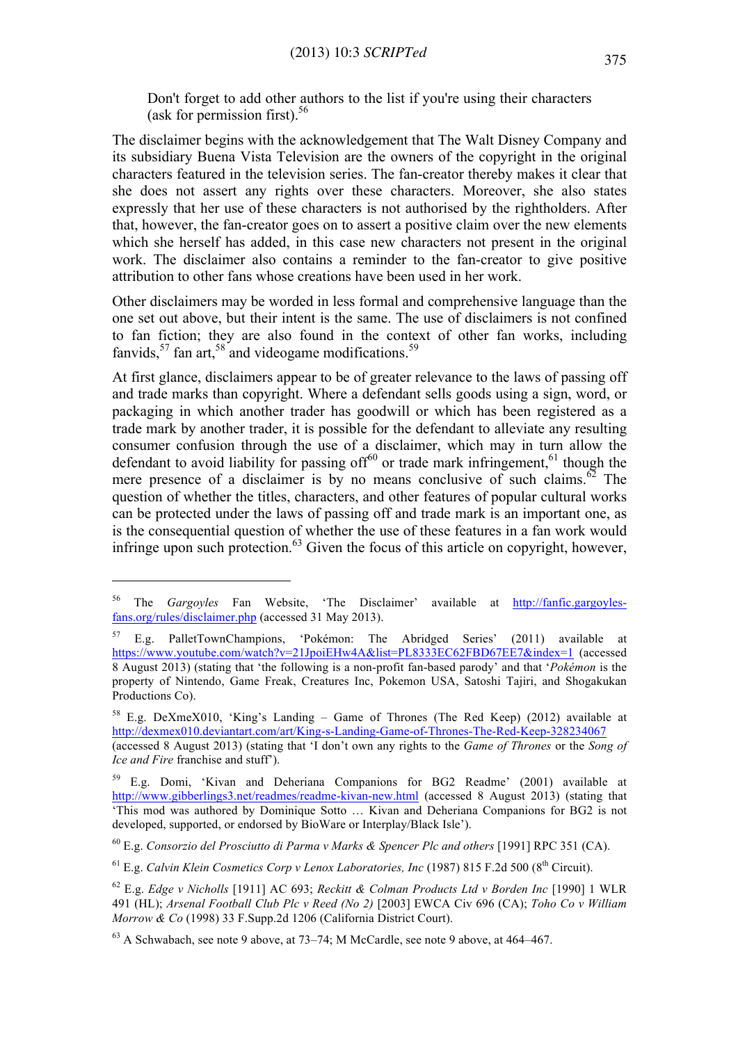Don't forget to add other authors to the list if you're using their characters (ask for permission first).[56]

The disclaimer begins with the acknowledgement that The Walt Disney Company and its subsidiary Buena Vista Television are the owners of the copyright in the original characters featured in the television series. The fan-creator thereby makes it clear that she does not assert any rights over these characters. Moreover, she also states expressly that her use of these characters is not authorised by the rightholders. After that, however, the fan-creator goes on to assert a positive claim over the new elements which she herself has added, in this case new characters not present in the original work. The disclaimer also contains a reminder to the fan-creator to give positive attribution to other fans whose creations have been used in her work.

Other disclaimers may be worded in less formal and comprehensive language than the one set out above, but their intent is the same. The use of disclaimers is not confined to fan fiction; they are also found in the context of other fan works, including fanvids,[57] fan art,[58] and videogame modifications.[59]

At first glance, disclaimers appear to be of greater relevance to the laws of passing off and trade marks than copyright. Where a defendant sells goods using a sign, word, or packaging in which another trader has goodwill or which has been registered as a trade mark by another trader, it is possible for the defendant to alleviate any resulting consumer confusion through the use of a disclaimer, which may in turn allow the defendant to avoid liability for passing off[60] or trade mark infringement,[61] though the mere presence of a disclaimer is by no means conclusive of such claims.[62] The question of whether the titles, characters, and other features of popular cultural works can be protected under the laws of passing off and trade mark is an important one, as is the consequential question of whether the use of these features in a fan work would infringe upon such protection.[63] Given the focus of this article on copyright, however,

---

[56] The *Gargoyles* Fan Website, 'The Disclaimer' available at http://fanfic.gargoyles-fans.org/rules/disclaimer.php (accessed 31 May 2013).

[57] E.g. PalletTownChampions, 'Pokémon: The Abridged Series' (2011) available at https://www.youtube.com/watch?v=21JpoiEHw4A&list=PL8333EC62FBD67EE7&index=1 (accessed 8 August 2013) (stating that 'the following is a non-profit fan-based parody' and that '*Pokémon* is the property of Nintendo, Game Freak, Creatures Inc, Pokemon USA, Satoshi Tajiri, and Shogakukan Productions Co).

[58] E.g. DeXmeX010, 'King's Landing – Game of Thrones (The Red Keep) (2012) available at http://dexmex010.deviantart.com/art/King-s-Landing-Game-of-Thrones-The-Red-Keep-328234067 (accessed 8 August 2013) (stating that 'I don't own any rights to the *Game of Thrones* or the *Song of Ice and Fire* franchise and stuff').

[59] E.g. Domi, 'Kivan and Deheriana Companions for BG2 Readme' (2001) available at http://www.gibberlings3.net/readmes/readme-kivan-new.html (accessed 8 August 2013) (stating that 'This mod was authored by Dominique Sotto … Kivan and Deheriana Companions for BG2 is not developed, supported, or endorsed by BioWare or Interplay/Black Isle').

[60] E.g. *Consorzio del Prosciutto di Parma v Marks & Spencer Plc and others* [1991] RPC 351 (CA).

[61] E.g. *Calvin Klein Cosmetics Corp v Lenox Laboratories, Inc* (1987) 815 F.2d 500 (8th Circuit).

[62] E.g. *Edge v Nicholls* [1911] AC 693; *Reckitt & Colman Products Ltd v Borden Inc* [1990] 1 WLR 491 (HL); *Arsenal Football Club Plc v Reed (No 2)* [2003] EWCA Civ 696 (CA); *Toho Co v William Morrow & Co* (1998) 33 F.Supp.2d 1206 (California District Court).

[63] A Schwabach, see note 9 above, at 73–74; M McCardle, see note 9 above, at 464–467.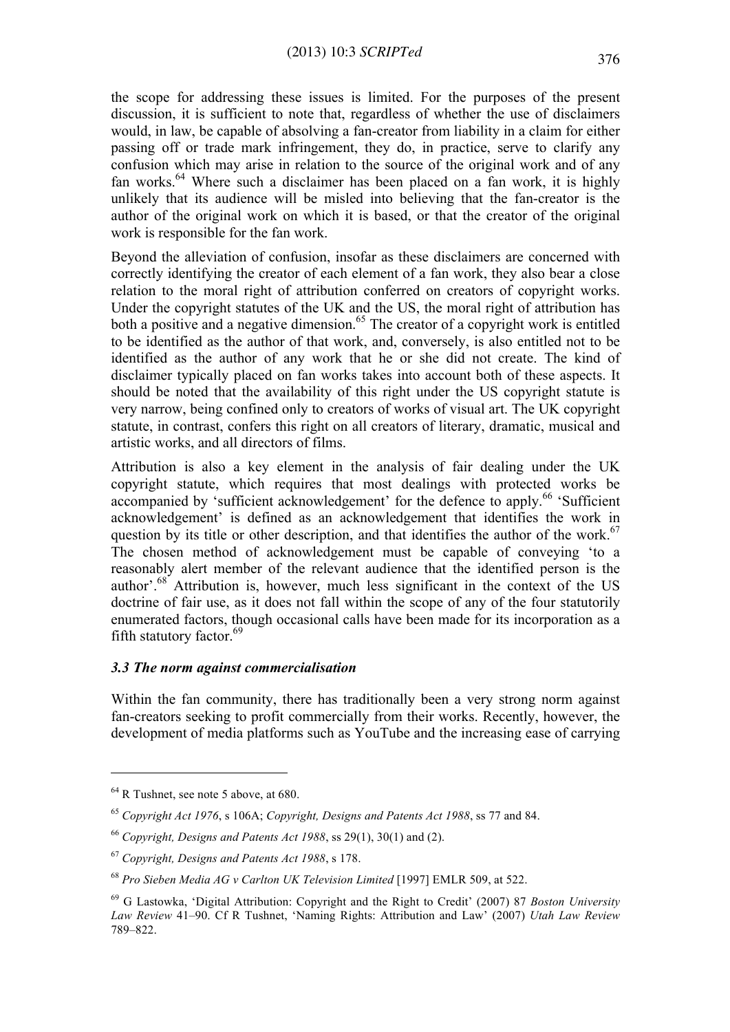the scope for addressing these issues is limited. For the purposes of the present discussion, it is sufficient to note that, regardless of whether the use of disclaimers would, in law, be capable of absolving a fan-creator from liability in a claim for either passing off or trade mark infringement, they do, in practice, serve to clarify any confusion which may arise in relation to the source of the original work and of any fan works.[64] Where such a disclaimer has been placed on a fan work, it is highly unlikely that its audience will be misled into believing that the fan-creator is the author of the original work on which it is based, or that the creator of the original work is responsible for the fan work.

Beyond the alleviation of confusion, insofar as these disclaimers are concerned with correctly identifying the creator of each element of a fan work, they also bear a close relation to the moral right of attribution conferred on creators of copyright works. Under the copyright statutes of the UK and the US, the moral right of attribution has both a positive and a negative dimension.[65] The creator of a copyright work is entitled to be identified as the author of that work, and, conversely, is also entitled not to be identified as the author of any work that he or she did not create. The kind of disclaimer typically placed on fan works takes into account both of these aspects. It should be noted that the availability of this right under the US copyright statute is very narrow, being confined only to creators of works of visual art. The UK copyright statute, in contrast, confers this right on all creators of literary, dramatic, musical and artistic works, and all directors of films.

Attribution is also a key element in the analysis of fair dealing under the UK copyright statute, which requires that most dealings with protected works be accompanied by 'sufficient acknowledgement' for the defence to apply.[66] 'Sufficient acknowledgement' is defined as an acknowledgement that identifies the work in question by its title or other description, and that identifies the author of the work.[67] The chosen method of acknowledgement must be capable of conveying 'to a reasonably alert member of the relevant audience that the identified person is the author'.[68] Attribution is, however, much less significant in the context of the US doctrine of fair use, as it does not fall within the scope of any of the four statutorily enumerated factors, though occasional calls have been made for its incorporation as a fifth statutory factor.[69]

### *3.3 The norm against commercialisation*

Within the fan community, there has traditionally been a very strong norm against fan-creators seeking to profit commercially from their works. Recently, however, the development of media platforms such as YouTube and the increasing ease of carrying

---

[64] R Tushnet, see note 5 above, at 680.

[65] *Copyright Act 1976*, s 106A; *Copyright, Designs and Patents Act 1988*, ss 77 and 84.

[66] *Copyright, Designs and Patents Act 1988*, ss 29(1), 30(1) and (2).

[67] *Copyright, Designs and Patents Act 1988*, s 178.

[68] *Pro Sieben Media AG v Carlton UK Television Limited* [1997] EMLR 509, at 522.

[69] G Lastowka, 'Digital Attribution: Copyright and the Right to Credit' (2007) 87 *Boston University Law Review* 41–90. Cf R Tushnet, 'Naming Rights: Attribution and Law' (2007) *Utah Law Review* 789–822.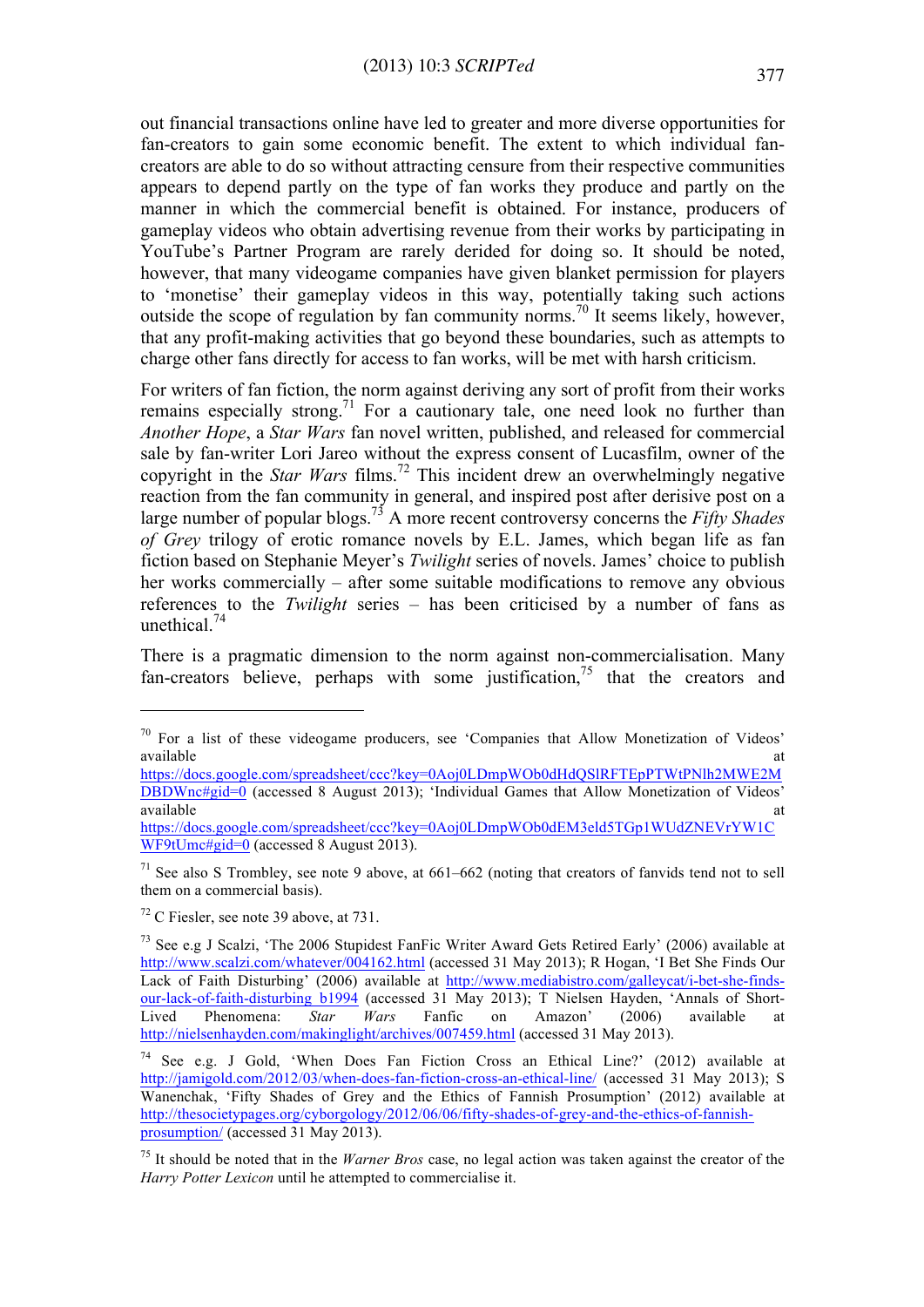out financial transactions online have led to greater and more diverse opportunities for fan-creators to gain some economic benefit. The extent to which individual fan-creators are able to do so without attracting censure from their respective communities appears to depend partly on the type of fan works they produce and partly on the manner in which the commercial benefit is obtained. For instance, producers of gameplay videos who obtain advertising revenue from their works by participating in YouTube's Partner Program are rarely derided for doing so. It should be noted, however, that many videogame companies have given blanket permission for players to 'monetise' their gameplay videos in this way, potentially taking such actions outside the scope of regulation by fan community norms.[70] It seems likely, however, that any profit-making activities that go beyond these boundaries, such as attempts to charge other fans directly for access to fan works, will be met with harsh criticism.

For writers of fan fiction, the norm against deriving any sort of profit from their works remains especially strong.[71] For a cautionary tale, one need look no further than *Another Hope*, a *Star Wars* fan novel written, published, and released for commercial sale by fan-writer Lori Jareo without the express consent of Lucasfilm, owner of the copyright in the *Star Wars* films.[72] This incident drew an overwhelmingly negative reaction from the fan community in general, and inspired post after derisive post on a large number of popular blogs.[73] A more recent controversy concerns the *Fifty Shades of Grey* trilogy of erotic romance novels by E.L. James, which began life as fan fiction based on Stephanie Meyer's *Twilight* series of novels. James' choice to publish her works commercially – after some suitable modifications to remove any obvious references to the *Twilight* series – has been criticised by a number of fans as unethical.[74]

There is a pragmatic dimension to the norm against non-commercialisation. Many fan-creators believe, perhaps with some justification,[75] that the creators and

---

[70] For a list of these videogame producers, see 'Companies that Allow Monetization of Videos' available at https://docs.google.com/spreadsheet/ccc?key=0Aoj0LDmpWOb0dHdQSlRFTEpPTWtPNlh2MWE2MDBDWnc#gid=0 (accessed 8 August 2013); 'Individual Games that Allow Monetization of Videos' available at https://docs.google.com/spreadsheet/ccc?key=0Aoj0LDmpWOb0dEM3eld5TGp1WUdZNEVrYW1CWF9tUmc#gid=0 (accessed 8 August 2013).

[71] See also S Trombley, see note 9 above, at 661–662 (noting that creators of fanvids tend not to sell them on a commercial basis).

[72] C Fiesler, see note 39 above, at 731.

[73] See e.g J Scalzi, 'The 2006 Stupidest FanFic Writer Award Gets Retired Early' (2006) available at http://www.scalzi.com/whatever/004162.html (accessed 31 May 2013); R Hogan, 'I Bet She Finds Our Lack of Faith Disturbing' (2006) available at http://www.mediabistro.com/galleycat/i-bet-she-finds-our-lack-of-faith-disturbing_b1994 (accessed 31 May 2013); T Nielsen Hayden, 'Annals of Short-Lived Phenomena: *Star Wars* Fanfic on Amazon' (2006) available at http://nielsenhayden.com/makinglight/archives/007459.html (accessed 31 May 2013).

[74] See e.g. J Gold, 'When Does Fan Fiction Cross an Ethical Line?' (2012) available at http://jamigold.com/2012/03/when-does-fan-fiction-cross-an-ethical-line/ (accessed 31 May 2013); S Wanenchak, 'Fifty Shades of Grey and the Ethics of Fannish Prosumption' (2012) available at http://thesocietypages.org/cyborgology/2012/06/06/fifty-shades-of-grey-and-the-ethics-of-fannish-prosumption/ (accessed 31 May 2013).

[75] It should be noted that in the *Warner Bros* case, no legal action was taken against the creator of the *Harry Potter Lexicon* until he attempted to commercialise it.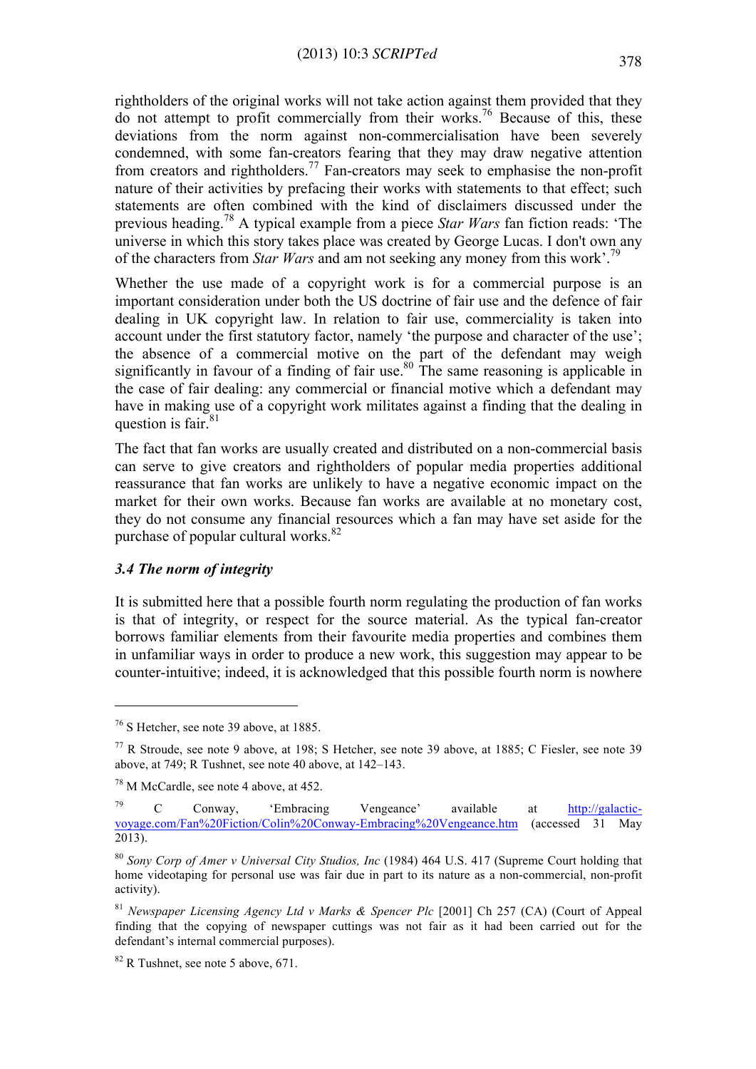rightholders of the original works will not take action against them provided that they do not attempt to profit commercially from their works.[76] Because of this, these deviations from the norm against non-commercialisation have been severely condemned, with some fan-creators fearing that they may draw negative attention from creators and rightholders.[77] Fan-creators may seek to emphasise the non-profit nature of their activities by prefacing their works with statements to that effect; such statements are often combined with the kind of disclaimers discussed under the previous heading.[78] A typical example from a piece *Star Wars* fan fiction reads: 'The universe in which this story takes place was created by George Lucas. I don't own any of the characters from *Star Wars* and am not seeking any money from this work'.[79]

Whether the use made of a copyright work is for a commercial purpose is an important consideration under both the US doctrine of fair use and the defence of fair dealing in UK copyright law. In relation to fair use, commerciality is taken into account under the first statutory factor, namely 'the purpose and character of the use'; the absence of a commercial motive on the part of the defendant may weigh significantly in favour of a finding of fair use.[80] The same reasoning is applicable in the case of fair dealing: any commercial or financial motive which a defendant may have in making use of a copyright work militates against a finding that the dealing in question is fair.[81]

The fact that fan works are usually created and distributed on a non-commercial basis can serve to give creators and rightholders of popular media properties additional reassurance that fan works are unlikely to have a negative economic impact on the market for their own works. Because fan works are available at no monetary cost, they do not consume any financial resources which a fan may have set aside for the purchase of popular cultural works.[82]

### *3.4 The norm of integrity*

It is submitted here that a possible fourth norm regulating the production of fan works is that of integrity, or respect for the source material. As the typical fan-creator borrows familiar elements from their favourite media properties and combines them in unfamiliar ways in order to produce a new work, this suggestion may appear to be counter-intuitive; indeed, it is acknowledged that this possible fourth norm is nowhere

---

[76] S Hetcher, see note 39 above, at 1885.

[77] R Stroude, see note 9 above, at 198; S Hetcher, see note 39 above, at 1885; C Fiesler, see note 39 above, at 749; R Tushnet, see note 40 above, at 142–143.

[78] M McCardle, see note 4 above, at 452.

[79] C Conway, 'Embracing Vengeance' available at http://galactic-voyage.com/Fan%20Fiction/Colin%20Conway-Embracing%20Vengeance.htm (accessed 31 May 2013).

[80] *Sony Corp of Amer v Universal City Studios, Inc* (1984) 464 U.S. 417 (Supreme Court holding that home videotaping for personal use was fair due in part to its nature as a non-commercial, non-profit activity).

[81] *Newspaper Licensing Agency Ltd v Marks & Spencer Plc* [2001] Ch 257 (CA) (Court of Appeal finding that the copying of newspaper cuttings was not fair as it had been carried out for the defendant's internal commercial purposes).

[82] R Tushnet, see note 5 above, 671.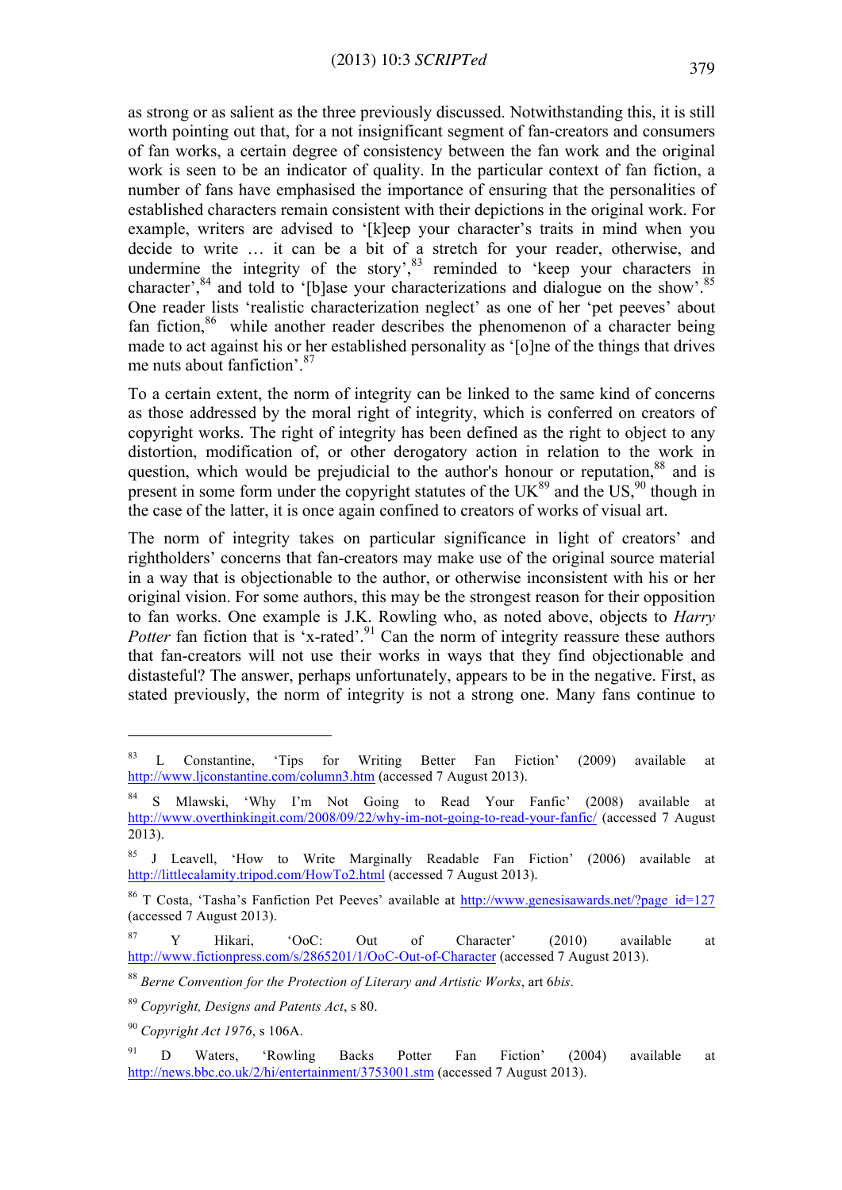as strong or as salient as the three previously discussed. Notwithstanding this, it is still worth pointing out that, for a not insignificant segment of fan-creators and consumers of fan works, a certain degree of consistency between the fan work and the original work is seen to be an indicator of quality. In the particular context of fan fiction, a number of fans have emphasised the importance of ensuring that the personalities of established characters remain consistent with their depictions in the original work. For example, writers are advised to '[k]eep your character's traits in mind when you decide to write … it can be a bit of a stretch for your reader, otherwise, and undermine the integrity of the story',[83] reminded to 'keep your characters in character',[84] and told to '[b]ase your characterizations and dialogue on the show'.[85] One reader lists 'realistic characterization neglect' as one of her 'pet peeves' about fan fiction,[86] while another reader describes the phenomenon of a character being made to act against his or her established personality as '[o]ne of the things that drives me nuts about fanfiction'.[87]

To a certain extent, the norm of integrity can be linked to the same kind of concerns as those addressed by the moral right of integrity, which is conferred on creators of copyright works. The right of integrity has been defined as the right to object to any distortion, modification of, or other derogatory action in relation to the work in question, which would be prejudicial to the author's honour or reputation,[88] and is present in some form under the copyright statutes of the UK[89] and the US,[90] though in the case of the latter, it is once again confined to creators of works of visual art.

The norm of integrity takes on particular significance in light of creators' and rightholders' concerns that fan-creators may make use of the original source material in a way that is objectionable to the author, or otherwise inconsistent with his or her original vision. For some authors, this may be the strongest reason for their opposition to fan works. One example is J.K. Rowling who, as noted above, objects to *Harry Potter* fan fiction that is 'x-rated'.[91] Can the norm of integrity reassure these authors that fan-creators will not use their works in ways that they find objectionable and distasteful? The answer, perhaps unfortunately, appears to be in the negative. First, as stated previously, the norm of integrity is not a strong one. Many fans continue to

---

[83] L Constantine, 'Tips for Writing Better Fan Fiction' (2009) available at http://www.ljconstantine.com/column3.htm (accessed 7 August 2013).

[84] S Mlawski, 'Why I'm Not Going to Read Your Fanfic' (2008) available at http://www.overthinkingit.com/2008/09/22/why-im-not-going-to-read-your-fanfic/ (accessed 7 August 2013).

[85] J Leavell, 'How to Write Marginally Readable Fan Fiction' (2006) available at http://littlecalamity.tripod.com/HowTo2.html (accessed 7 August 2013).

[86] T Costa, 'Tasha's Fanfiction Pet Peeves' available at http://www.genesisawards.net/?page_id=127 (accessed 7 August 2013).

[87] Y Hikari, 'OoC: Out of Character' (2010) available at http://www.fictionpress.com/s/2865201/1/OoC-Out-of-Character (accessed 7 August 2013).

[88] *Berne Convention for the Protection of Literary and Artistic Works*, art 6*bis*.

[89] *Copyright, Designs and Patents Act*, s 80.

[90] *Copyright Act 1976*, s 106A.

[91] D Waters, 'Rowling Backs Potter Fan Fiction' (2004) available at http://news.bbc.co.uk/2/hi/entertainment/3753001.stm (accessed 7 August 2013).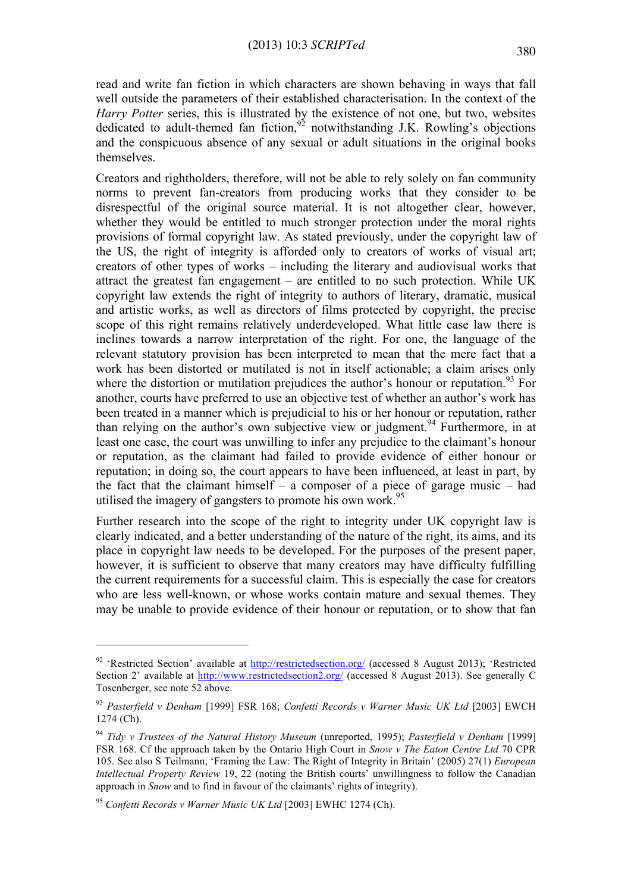read and write fan fiction in which characters are shown behaving in ways that fall well outside the parameters of their established characterisation. In the context of the *Harry Potter* series, this is illustrated by the existence of not one, but two, websites dedicated to adult-themed fan fiction,[92] notwithstanding J.K. Rowling's objections and the conspicuous absence of any sexual or adult situations in the original books themselves.

Creators and rightholders, therefore, will not be able to rely solely on fan community norms to prevent fan-creators from producing works that they consider to be disrespectful of the original source material. It is not altogether clear, however, whether they would be entitled to much stronger protection under the moral rights provisions of formal copyright law. As stated previously, under the copyright law of the US, the right of integrity is afforded only to creators of works of visual art; creators of other types of works – including the literary and audiovisual works that attract the greatest fan engagement – are entitled to no such protection. While UK copyright law extends the right of integrity to authors of literary, dramatic, musical and artistic works, as well as directors of films protected by copyright, the precise scope of this right remains relatively underdeveloped. What little case law there is inclines towards a narrow interpretation of the right. For one, the language of the relevant statutory provision has been interpreted to mean that the mere fact that a work has been distorted or mutilated is not in itself actionable; a claim arises only where the distortion or mutilation prejudices the author's honour or reputation.[93] For another, courts have preferred to use an objective test of whether an author's work has been treated in a manner which is prejudicial to his or her honour or reputation, rather than relying on the author's own subjective view or judgment.[94] Furthermore, in at least one case, the court was unwilling to infer any prejudice to the claimant's honour or reputation, as the claimant had failed to provide evidence of either honour or reputation; in doing so, the court appears to have been influenced, at least in part, by the fact that the claimant himself – a composer of a piece of garage music – had utilised the imagery of gangsters to promote his own work.[95]

Further research into the scope of the right to integrity under UK copyright law is clearly indicated, and a better understanding of the nature of the right, its aims, and its place in copyright law needs to be developed. For the purposes of the present paper, however, it is sufficient to observe that many creators may have difficulty fulfilling the current requirements for a successful claim. This is especially the case for creators who are less well-known, or whose works contain mature and sexual themes. They may be unable to provide evidence of their honour or reputation, or to show that fan

---

[92] 'Restricted Section' available at http://restrictedsection.org/ (accessed 8 August 2013); 'Restricted Section 2' available at http://www.restrictedsection2.org/ (accessed 8 August 2013). See generally C Tosenberger, see note 52 above.

[93] *Pasterfield v Denham* [1999] FSR 168; *Confetti Records v Warner Music UK Ltd* [2003] EWCH 1274 (Ch).

[94] *Tidy v Trustees of the Natural History Museum* (unreported, 1995); *Pasterfield v Denham* [1999] FSR 168. Cf the approach taken by the Ontario High Court in *Snow v The Eaton Centre Ltd* 70 CPR 105. See also S Teilmann, 'Framing the Law: The Right of Integrity in Britain' (2005) 27(1) *European Intellectual Property Review* 19, 22 (noting the British courts' unwillingness to follow the Canadian approach in *Snow* and to find in favour of the claimants' rights of integrity).

[95] *Confetti Records v Warner Music UK Ltd* [2003] EWHC 1274 (Ch).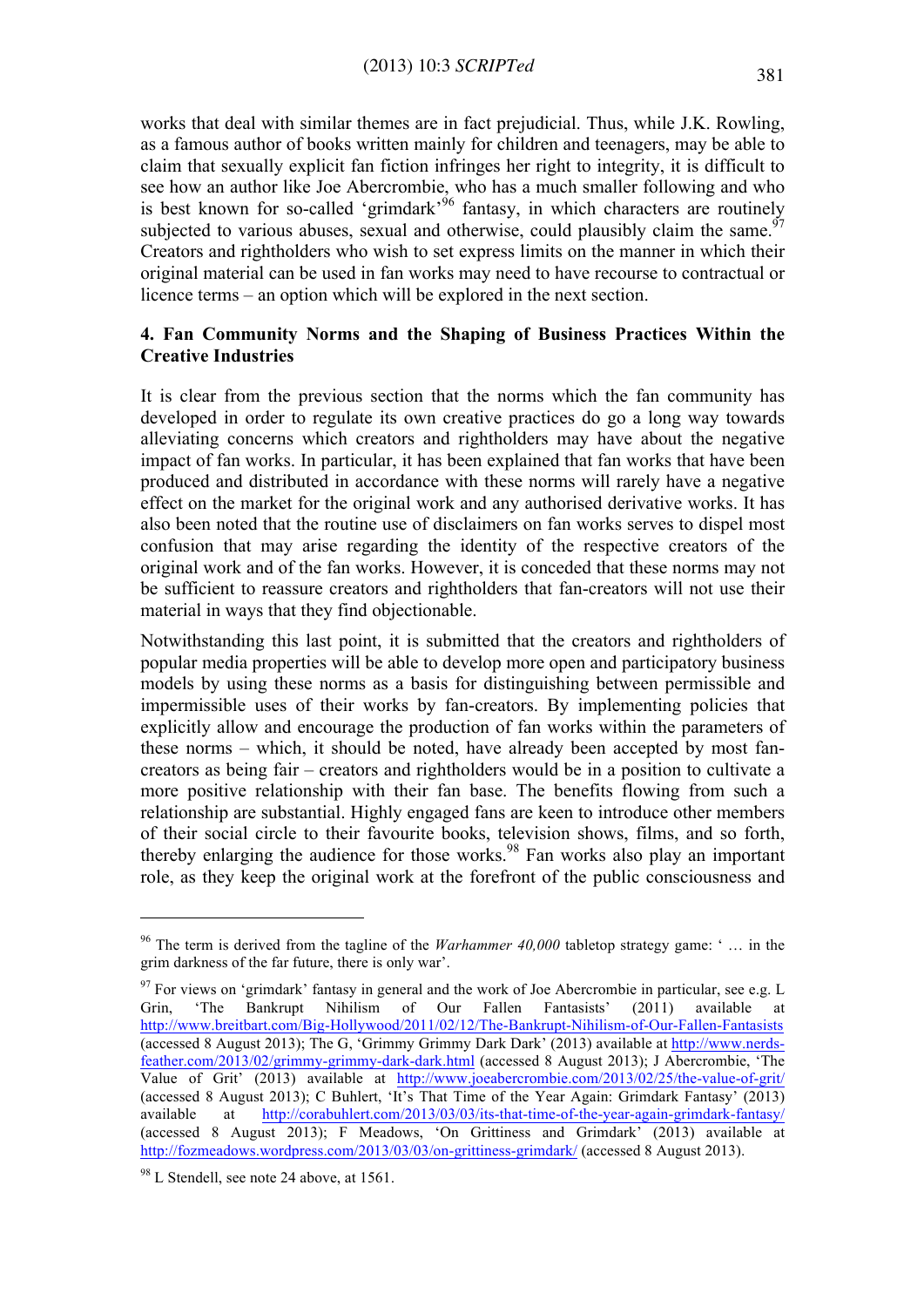works that deal with similar themes are in fact prejudicial. Thus, while J.K. Rowling, as a famous author of books written mainly for children and teenagers, may be able to claim that sexually explicit fan fiction infringes her right to integrity, it is difficult to see how an author like Joe Abercrombie, who has a much smaller following and who is best known for so-called 'grimdark'[96] fantasy, in which characters are routinely subjected to various abuses, sexual and otherwise, could plausibly claim the same.[97] Creators and rightholders who wish to set express limits on the manner in which their original material can be used in fan works may need to have recourse to contractual or licence terms – an option which will be explored in the next section.

## 4. Fan Community Norms and the Shaping of Business Practices Within the Creative Industries

It is clear from the previous section that the norms which the fan community has developed in order to regulate its own creative practices do go a long way towards alleviating concerns which creators and rightholders may have about the negative impact of fan works. In particular, it has been explained that fan works that have been produced and distributed in accordance with these norms will rarely have a negative effect on the market for the original work and any authorised derivative works. It has also been noted that the routine use of disclaimers on fan works serves to dispel most confusion that may arise regarding the identity of the respective creators of the original work and of the fan works. However, it is conceded that these norms may not be sufficient to reassure creators and rightholders that fan-creators will not use their material in ways that they find objectionable.

Notwithstanding this last point, it is submitted that the creators and rightholders of popular media properties will be able to develop more open and participatory business models by using these norms as a basis for distinguishing between permissible and impermissible uses of their works by fan-creators. By implementing policies that explicitly allow and encourage the production of fan works within the parameters of these norms – which, it should be noted, have already been accepted by most fan-creators as being fair – creators and rightholders would be in a position to cultivate a more positive relationship with their fan base. The benefits flowing from such a relationship are substantial. Highly engaged fans are keen to introduce other members of their social circle to their favourite books, television shows, films, and so forth, thereby enlarging the audience for those works.[98] Fan works also play an important role, as they keep the original work at the forefront of the public consciousness and

---

[96] The term is derived from the tagline of the *Warhammer 40,000* tabletop strategy game: ' … in the grim darkness of the far future, there is only war'.

[97] For views on 'grimdark' fantasy in general and the work of Joe Abercrombie in particular, see e.g. L Grin, 'The Bankrupt Nihilism of Our Fallen Fantasists' (2011) available at http://www.breitbart.com/Big-Hollywood/2011/02/12/The-Bankrupt-Nihilism-of-Our-Fallen-Fantasists (accessed 8 August 2013); The G, 'Grimmy Grimmy Dark Dark' (2013) available at http://www.nerds-feather.com/2013/02/grimmy-grimmy-dark-dark.html (accessed 8 August 2013); J Abercrombie, 'The Value of Grit' (2013) available at http://www.joeabercrombie.com/2013/02/25/the-value-of-grit/ (accessed 8 August 2013); C Buhlert, 'It's That Time of the Year Again: Grimdark Fantasy' (2013) available at http://corabuhlert.com/2013/03/03/its-that-time-of-the-year-again-grimdark-fantasy/ (accessed 8 August 2013); F Meadows, 'On Grittiness and Grimdark' (2013) available at http://fozmeadows.wordpress.com/2013/03/03/on-grittiness-grimdark/ (accessed 8 August 2013).

[98] L Stendell, see note 24 above, at 1561.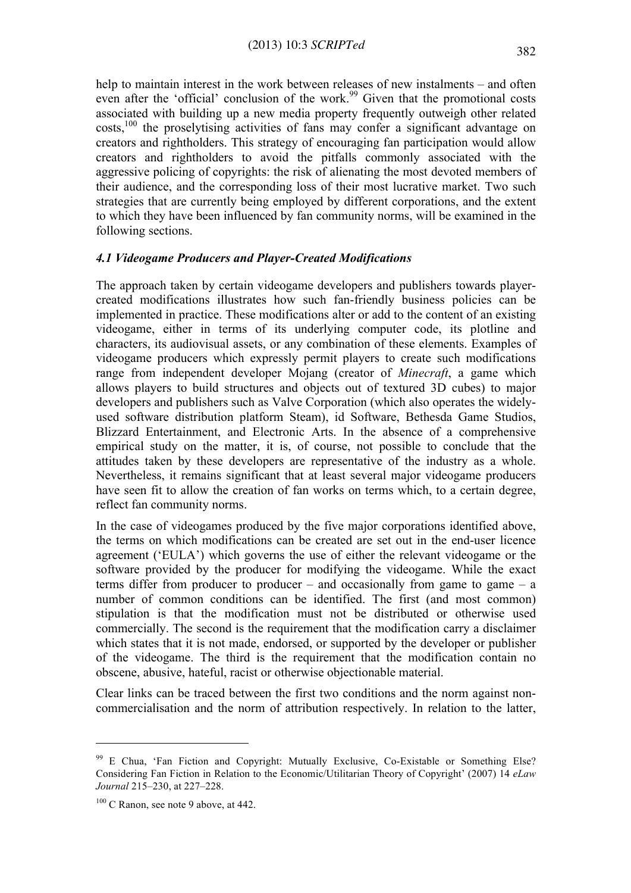help to maintain interest in the work between releases of new instalments – and often even after the 'official' conclusion of the work.[99] Given that the promotional costs associated with building up a new media property frequently outweigh other related costs,[100] the proselytising activities of fans may confer a significant advantage on creators and rightholders. This strategy of encouraging fan participation would allow creators and rightholders to avoid the pitfalls commonly associated with the aggressive policing of copyrights: the risk of alienating the most devoted members of their audience, and the corresponding loss of their most lucrative market. Two such strategies that are currently being employed by different corporations, and the extent to which they have been influenced by fan community norms, will be examined in the following sections.

### *4.1 Videogame Producers and Player-Created Modifications*

The approach taken by certain videogame developers and publishers towards player-created modifications illustrates how such fan-friendly business policies can be implemented in practice. These modifications alter or add to the content of an existing videogame, either in terms of its underlying computer code, its plotline and characters, its audiovisual assets, or any combination of these elements. Examples of videogame producers which expressly permit players to create such modifications range from independent developer Mojang (creator of *Minecraft*, a game which allows players to build structures and objects out of textured 3D cubes) to major developers and publishers such as Valve Corporation (which also operates the widely-used software distribution platform Steam), id Software, Bethesda Game Studios, Blizzard Entertainment, and Electronic Arts. In the absence of a comprehensive empirical study on the matter, it is, of course, not possible to conclude that the attitudes taken by these developers are representative of the industry as a whole. Nevertheless, it remains significant that at least several major videogame producers have seen fit to allow the creation of fan works on terms which, to a certain degree, reflect fan community norms.

In the case of videogames produced by the five major corporations identified above, the terms on which modifications can be created are set out in the end-user licence agreement ('EULA') which governs the use of either the relevant videogame or the software provided by the producer for modifying the videogame. While the exact terms differ from producer to producer – and occasionally from game to game – a number of common conditions can be identified. The first (and most common) stipulation is that the modification must not be distributed or otherwise used commercially. The second is the requirement that the modification carry a disclaimer which states that it is not made, endorsed, or supported by the developer or publisher of the videogame. The third is the requirement that the modification contain no obscene, abusive, hateful, racist or otherwise objectionable material.

Clear links can be traced between the first two conditions and the norm against non-commercialisation and the norm of attribution respectively. In relation to the latter,

---

[99] E Chua, 'Fan Fiction and Copyright: Mutually Exclusive, Co-Existable or Something Else? Considering Fan Fiction in Relation to the Economic/Utilitarian Theory of Copyright' (2007) 14 *eLaw Journal* 215–230, at 227–228.

[100] C Ranon, see note 9 above, at 442.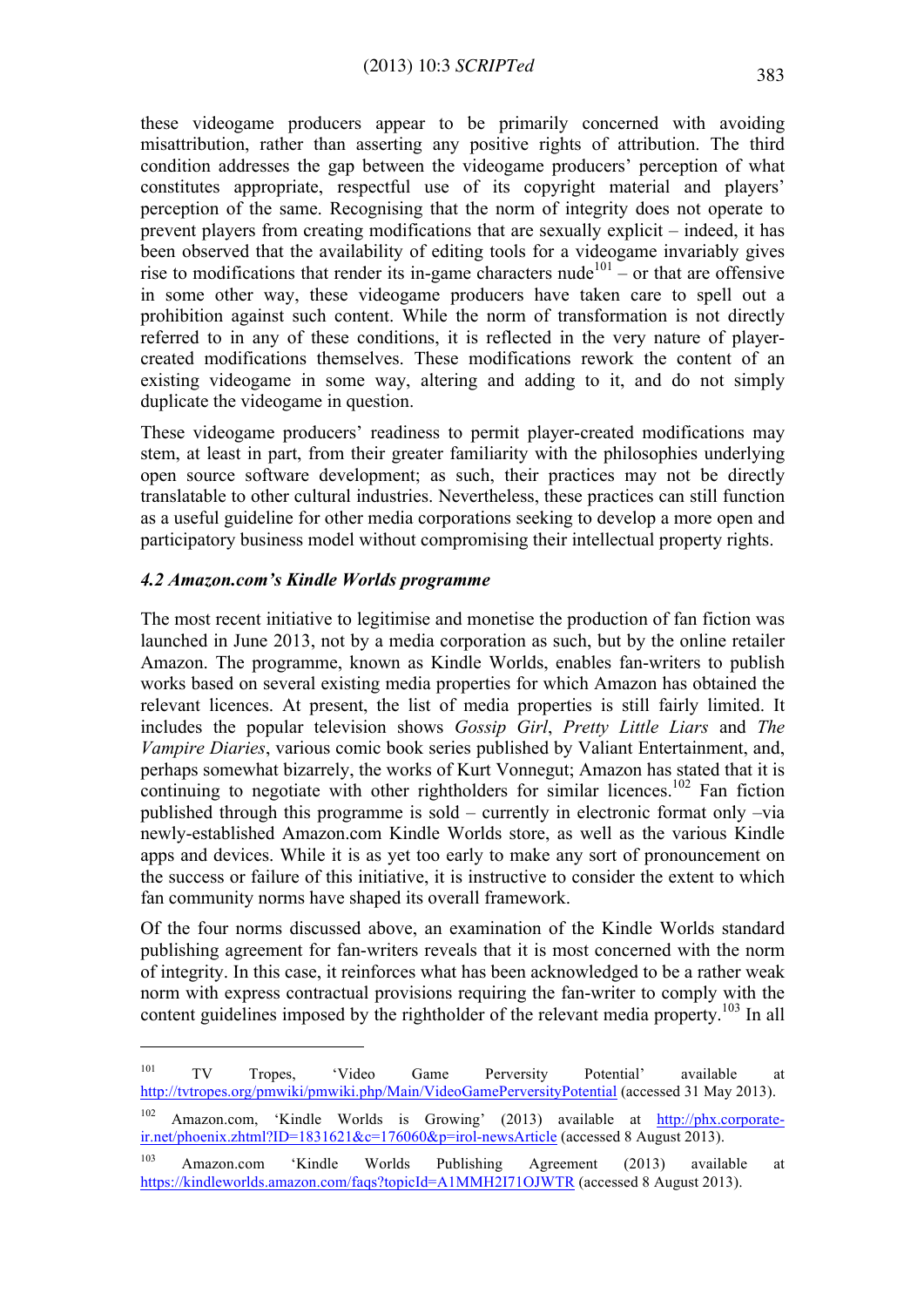these videogame producers appear to be primarily concerned with avoiding misattribution, rather than asserting any positive rights of attribution. The third condition addresses the gap between the videogame producers' perception of what constitutes appropriate, respectful use of its copyright material and players' perception of the same. Recognising that the norm of integrity does not operate to prevent players from creating modifications that are sexually explicit – indeed, it has been observed that the availability of editing tools for a videogame invariably gives rise to modifications that render its in-game characters nude[101] – or that are offensive in some other way, these videogame producers have taken care to spell out a prohibition against such content. While the norm of transformation is not directly referred to in any of these conditions, it is reflected in the very nature of player-created modifications themselves. These modifications rework the content of an existing videogame in some way, altering and adding to it, and do not simply duplicate the videogame in question.

These videogame producers' readiness to permit player-created modifications may stem, at least in part, from their greater familiarity with the philosophies underlying open source software development; as such, their practices may not be directly translatable to other cultural industries. Nevertheless, these practices can still function as a useful guideline for other media corporations seeking to develop a more open and participatory business model without compromising their intellectual property rights.

### *4.2 Amazon.com's Kindle Worlds programme*

The most recent initiative to legitimise and monetise the production of fan fiction was launched in June 2013, not by a media corporation as such, but by the online retailer Amazon. The programme, known as Kindle Worlds, enables fan-writers to publish works based on several existing media properties for which Amazon has obtained the relevant licences. At present, the list of media properties is still fairly limited. It includes the popular television shows *Gossip Girl*, *Pretty Little Liars* and *The Vampire Diaries*, various comic book series published by Valiant Entertainment, and, perhaps somewhat bizarrely, the works of Kurt Vonnegut; Amazon has stated that it is continuing to negotiate with other rightholders for similar licences.[102] Fan fiction published through this programme is sold – currently in electronic format only –via newly-established Amazon.com Kindle Worlds store, as well as the various Kindle apps and devices. While it is as yet too early to make any sort of pronouncement on the success or failure of this initiative, it is instructive to consider the extent to which fan community norms have shaped its overall framework.

Of the four norms discussed above, an examination of the Kindle Worlds standard publishing agreement for fan-writers reveals that it is most concerned with the norm of integrity. In this case, it reinforces what has been acknowledged to be a rather weak norm with express contractual provisions requiring the fan-writer to comply with the content guidelines imposed by the rightholder of the relevant media property.[103] In all

---

[101] TV Tropes, 'Video Game Perversity Potential' available at http://tvtropes.org/pmwiki/pmwiki.php/Main/VideoGamePerversityPotential (accessed 31 May 2013).

[102] Amazon.com, 'Kindle Worlds is Growing' (2013) available at http://phx.corporate-ir.net/phoenix.zhtml?ID=1831621&c=176060&p=irol-newsArticle (accessed 8 August 2013).

[103] Amazon.com 'Kindle Worlds Publishing Agreement (2013) available at https://kindleworlds.amazon.com/faqs?topicId=A1MMH2I71OJWTR (accessed 8 August 2013).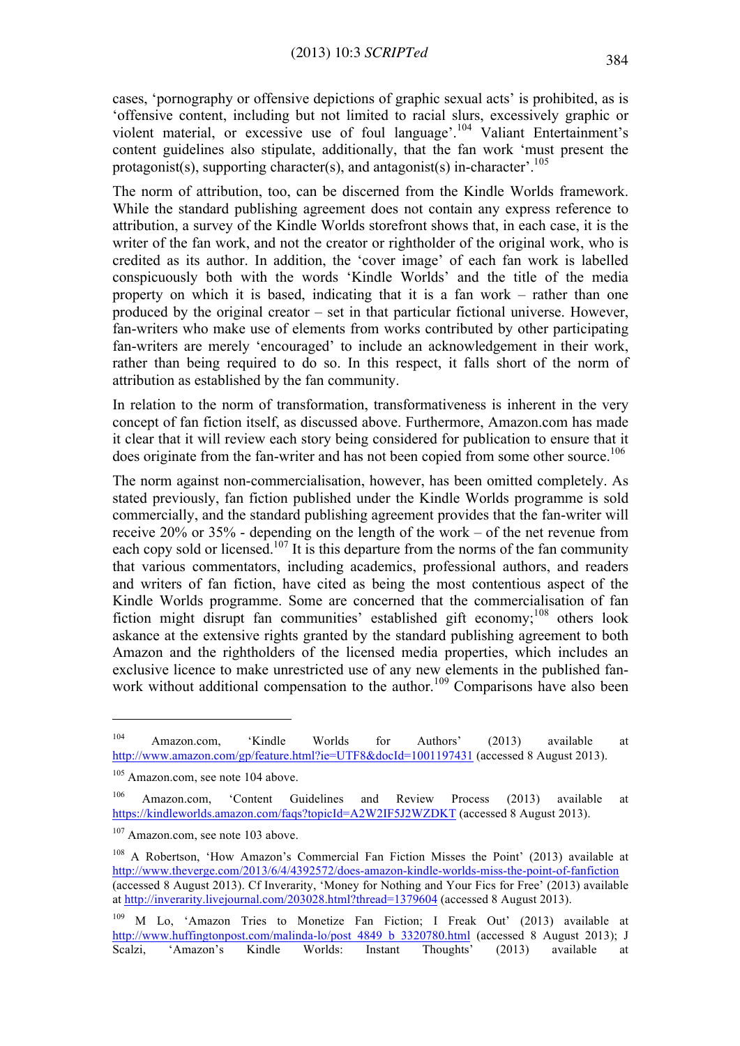cases, 'pornography or offensive depictions of graphic sexual acts' is prohibited, as is 'offensive content, including but not limited to racial slurs, excessively graphic or violent material, or excessive use of foul language'.[104] Valiant Entertainment's content guidelines also stipulate, additionally, that the fan work 'must present the protagonist(s), supporting character(s), and antagonist(s) in-character'.[105]

The norm of attribution, too, can be discerned from the Kindle Worlds framework. While the standard publishing agreement does not contain any express reference to attribution, a survey of the Kindle Worlds storefront shows that, in each case, it is the writer of the fan work, and not the creator or rightholder of the original work, who is credited as its author. In addition, the 'cover image' of each fan work is labelled conspicuously both with the words 'Kindle Worlds' and the title of the media property on which it is based, indicating that it is a fan work – rather than one produced by the original creator – set in that particular fictional universe. However, fan-writers who make use of elements from works contributed by other participating fan-writers are merely 'encouraged' to include an acknowledgement in their work, rather than being required to do so. In this respect, it falls short of the norm of attribution as established by the fan community.

In relation to the norm of transformation, transformativeness is inherent in the very concept of fan fiction itself, as discussed above. Furthermore, Amazon.com has made it clear that it will review each story being considered for publication to ensure that it does originate from the fan-writer and has not been copied from some other source.[106]

The norm against non-commercialisation, however, has been omitted completely. As stated previously, fan fiction published under the Kindle Worlds programme is sold commercially, and the standard publishing agreement provides that the fan-writer will receive 20% or 35% - depending on the length of the work – of the net revenue from each copy sold or licensed.[107] It is this departure from the norms of the fan community that various commentators, including academics, professional authors, and readers and writers of fan fiction, have cited as being the most contentious aspect of the Kindle Worlds programme. Some are concerned that the commercialisation of fan fiction might disrupt fan communities' established gift economy;[108] others look askance at the extensive rights granted by the standard publishing agreement to both Amazon and the rightholders of the licensed media properties, which includes an exclusive licence to make unrestricted use of any new elements in the published fan-work without additional compensation to the author.[109] Comparisons have also been

---

[104] Amazon.com, 'Kindle Worlds for Authors' (2013) available at http://www.amazon.com/gp/feature.html?ie=UTF8&docId=1001197431 (accessed 8 August 2013).

[105] Amazon.com, see note 104 above.

[106] Amazon.com, 'Content Guidelines and Review Process (2013) available at https://kindleworlds.amazon.com/faqs?topicId=A2W2IF5J2WZDKT (accessed 8 August 2013).

[107] Amazon.com, see note 103 above.

[108] A Robertson, 'How Amazon's Commercial Fan Fiction Misses the Point' (2013) available at http://www.theverge.com/2013/6/4/4392572/does-amazon-kindle-worlds-miss-the-point-of-fanfiction (accessed 8 August 2013). Cf Inverarity, 'Money for Nothing and Your Fics for Free' (2013) available at http://inverarity.livejournal.com/203028.html?thread=1379604 (accessed 8 August 2013).

[109] M Lo, 'Amazon Tries to Monetize Fan Fiction; I Freak Out' (2013) available at http://www.huffingtonpost.com/malinda-lo/post_4849_b_3320780.html (accessed 8 August 2013); J Scalzi, 'Amazon's Kindle Worlds: Instant Thoughts' (2013) available at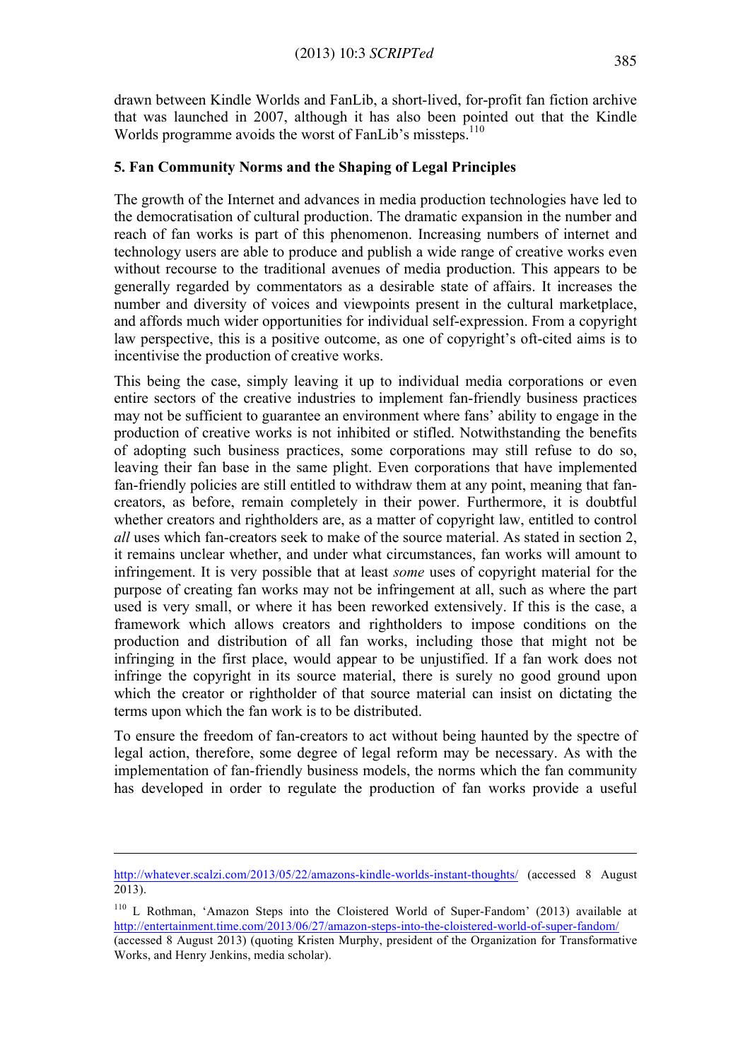drawn between Kindle Worlds and FanLib, a short-lived, for-profit fan fiction archive that was launched in 2007, although it has also been pointed out that the Kindle Worlds programme avoids the worst of FanLib's missteps.[110]

## 5. Fan Community Norms and the Shaping of Legal Principles

The growth of the Internet and advances in media production technologies have led to the democratisation of cultural production. The dramatic expansion in the number and reach of fan works is part of this phenomenon. Increasing numbers of internet and technology users are able to produce and publish a wide range of creative works even without recourse to the traditional avenues of media production. This appears to be generally regarded by commentators as a desirable state of affairs. It increases the number and diversity of voices and viewpoints present in the cultural marketplace, and affords much wider opportunities for individual self-expression. From a copyright law perspective, this is a positive outcome, as one of copyright's oft-cited aims is to incentivise the production of creative works.

This being the case, simply leaving it up to individual media corporations or even entire sectors of the creative industries to implement fan-friendly business practices may not be sufficient to guarantee an environment where fans' ability to engage in the production of creative works is not inhibited or stifled. Notwithstanding the benefits of adopting such business practices, some corporations may still refuse to do so, leaving their fan base in the same plight. Even corporations that have implemented fan-friendly policies are still entitled to withdraw them at any point, meaning that fan-creators, as before, remain completely in their power. Furthermore, it is doubtful whether creators and rightholders are, as a matter of copyright law, entitled to control *all* uses which fan-creators seek to make of the source material. As stated in section 2, it remains unclear whether, and under what circumstances, fan works will amount to infringement. It is very possible that at least *some* uses of copyright material for the purpose of creating fan works may not be infringement at all, such as where the part used is very small, or where it has been reworked extensively. If this is the case, a framework which allows creators and rightholders to impose conditions on the production and distribution of all fan works, including those that might not be infringing in the first place, would appear to be unjustified. If a fan work does not infringe the copyright in its source material, there is surely no good ground upon which the creator or rightholder of that source material can insist on dictating the terms upon which the fan work is to be distributed.

To ensure the freedom of fan-creators to act without being haunted by the spectre of legal action, therefore, some degree of legal reform may be necessary. As with the implementation of fan-friendly business models, the norms which the fan community has developed in order to regulate the production of fan works provide a useful

---

http://whatever.scalzi.com/2013/05/22/amazons-kindle-worlds-instant-thoughts/ (accessed 8 August 2013).

[110] L Rothman, 'Amazon Steps into the Cloistered World of Super-Fandom' (2013) available at http://entertainment.time.com/2013/06/27/amazon-steps-into-the-cloistered-world-of-super-fandom/ (accessed 8 August 2013) (quoting Kristen Murphy, president of the Organization for Transformative Works, and Henry Jenkins, media scholar).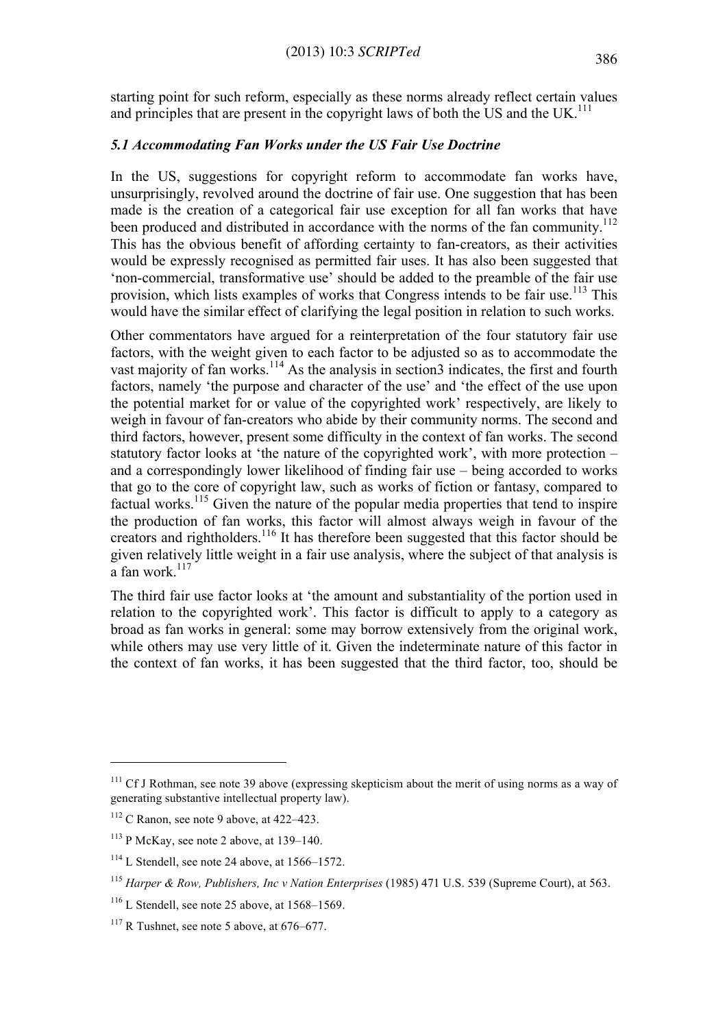starting point for such reform, especially as these norms already reflect certain values and principles that are present in the copyright laws of both the US and the UK.[111]

### *5.1 Accommodating Fan Works under the US Fair Use Doctrine*

In the US, suggestions for copyright reform to accommodate fan works have, unsurprisingly, revolved around the doctrine of fair use. One suggestion that has been made is the creation of a categorical fair use exception for all fan works that have been produced and distributed in accordance with the norms of the fan community.[112] This has the obvious benefit of affording certainty to fan-creators, as their activities would be expressly recognised as permitted fair uses. It has also been suggested that 'non-commercial, transformative use' should be added to the preamble of the fair use provision, which lists examples of works that Congress intends to be fair use.[113] This would have the similar effect of clarifying the legal position in relation to such works.

Other commentators have argued for a reinterpretation of the four statutory fair use factors, with the weight given to each factor to be adjusted so as to accommodate the vast majority of fan works.[114] As the analysis in section3 indicates, the first and fourth factors, namely 'the purpose and character of the use' and 'the effect of the use upon the potential market for or value of the copyrighted work' respectively, are likely to weigh in favour of fan-creators who abide by their community norms. The second and third factors, however, present some difficulty in the context of fan works. The second statutory factor looks at 'the nature of the copyrighted work', with more protection – and a correspondingly lower likelihood of finding fair use – being accorded to works that go to the core of copyright law, such as works of fiction or fantasy, compared to factual works.[115] Given the nature of the popular media properties that tend to inspire the production of fan works, this factor will almost always weigh in favour of the creators and rightholders.[116] It has therefore been suggested that this factor should be given relatively little weight in a fair use analysis, where the subject of that analysis is a fan work.[117]

The third fair use factor looks at 'the amount and substantiality of the portion used in relation to the copyrighted work'. This factor is difficult to apply to a category as broad as fan works in general: some may borrow extensively from the original work, while others may use very little of it. Given the indeterminate nature of this factor in the context of fan works, it has been suggested that the third factor, too, should be

---

[111] Cf J Rothman, see note 39 above (expressing skepticism about the merit of using norms as a way of generating substantive intellectual property law).

[112] C Ranon, see note 9 above, at 422–423.

[113] P McKay, see note 2 above, at 139–140.

[114] L Stendell, see note 24 above, at 1566–1572.

[115] *Harper & Row, Publishers, Inc v Nation Enterprises* (1985) 471 U.S. 539 (Supreme Court), at 563.

[116] L Stendell, see note 25 above, at 1568–1569.

[117] R Tushnet, see note 5 above, at 676–677.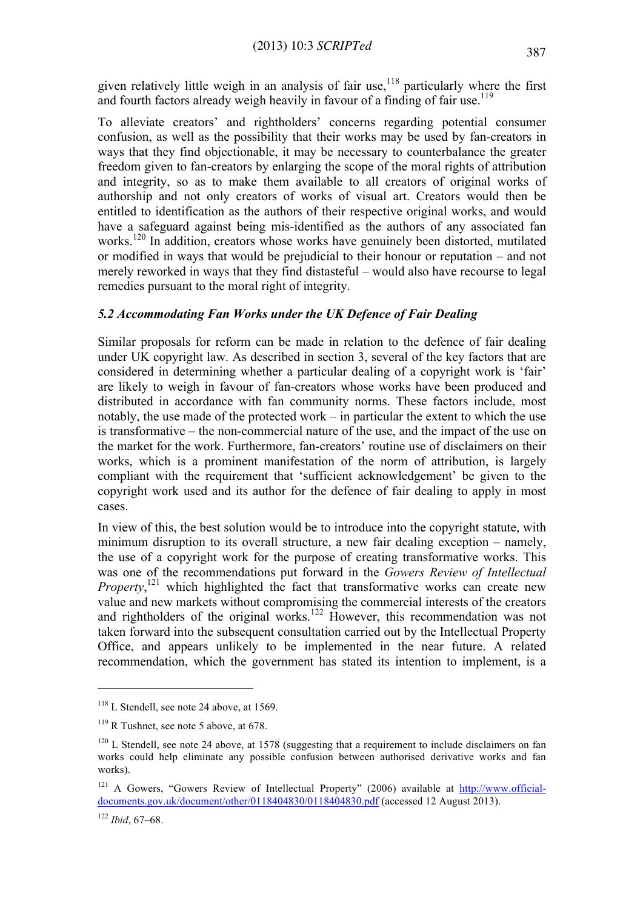given relatively little weigh in an analysis of fair use,[118] particularly where the first and fourth factors already weigh heavily in favour of a finding of fair use.[119]

To alleviate creators' and rightholders' concerns regarding potential consumer confusion, as well as the possibility that their works may be used by fan-creators in ways that they find objectionable, it may be necessary to counterbalance the greater freedom given to fan-creators by enlarging the scope of the moral rights of attribution and integrity, so as to make them available to all creators of original works of authorship and not only creators of works of visual art. Creators would then be entitled to identification as the authors of their respective original works, and would have a safeguard against being mis-identified as the authors of any associated fan works.[120] In addition, creators whose works have genuinely been distorted, mutilated or modified in ways that would be prejudicial to their honour or reputation – and not merely reworked in ways that they find distasteful – would also have recourse to legal remedies pursuant to the moral right of integrity.

### *5.2 Accommodating Fan Works under the UK Defence of Fair Dealing*

Similar proposals for reform can be made in relation to the defence of fair dealing under UK copyright law. As described in section 3, several of the key factors that are considered in determining whether a particular dealing of a copyright work is 'fair' are likely to weigh in favour of fan-creators whose works have been produced and distributed in accordance with fan community norms. These factors include, most notably, the use made of the protected work – in particular the extent to which the use is transformative – the non-commercial nature of the use, and the impact of the use on the market for the work. Furthermore, fan-creators' routine use of disclaimers on their works, which is a prominent manifestation of the norm of attribution, is largely compliant with the requirement that 'sufficient acknowledgement' be given to the copyright work used and its author for the defence of fair dealing to apply in most cases.

In view of this, the best solution would be to introduce into the copyright statute, with minimum disruption to its overall structure, a new fair dealing exception – namely, the use of a copyright work for the purpose of creating transformative works. This was one of the recommendations put forward in the *Gowers Review of Intellectual Property*,[121] which highlighted the fact that transformative works can create new value and new markets without compromising the commercial interests of the creators and rightholders of the original works.[122] However, this recommendation was not taken forward into the subsequent consultation carried out by the Intellectual Property Office, and appears unlikely to be implemented in the near future. A related recommendation, which the government has stated its intention to implement, is a

---

[118] L Stendell, see note 24 above, at 1569.

[119] R Tushnet, see note 5 above, at 678.

[120] L Stendell, see note 24 above, at 1578 (suggesting that a requirement to include disclaimers on fan works could help eliminate any possible confusion between authorised derivative works and fan works).

[121] A Gowers, "Gowers Review of Intellectual Property" (2006) available at http://www.official-documents.gov.uk/document/other/0118404830/0118404830.pdf (accessed 12 August 2013).

[122] *Ibid*, 67–68.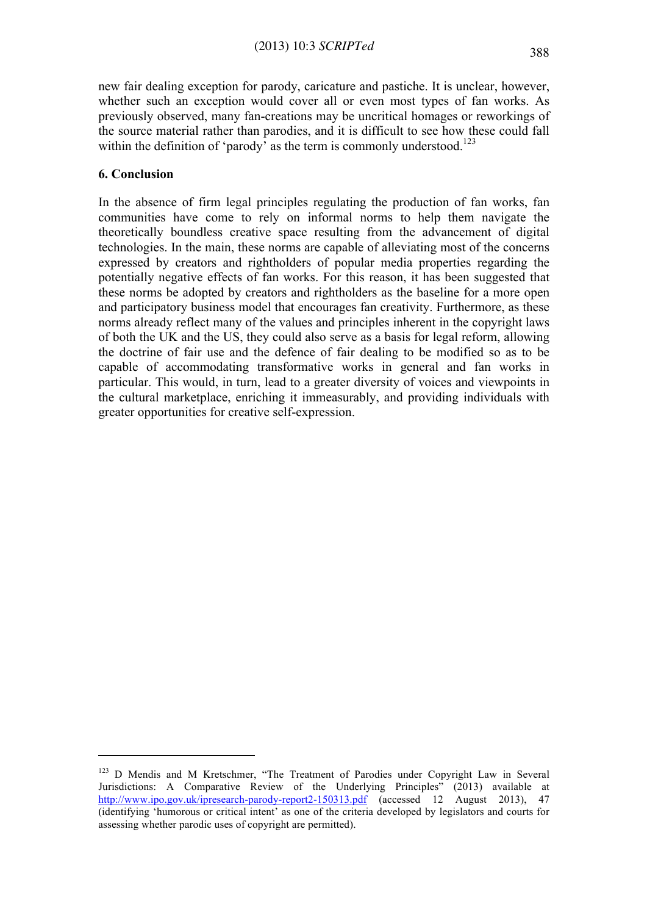new fair dealing exception for parody, caricature and pastiche. It is unclear, however, whether such an exception would cover all or even most types of fan works. As previously observed, many fan-creations may be uncritical homages or reworkings of the source material rather than parodies, and it is difficult to see how these could fall within the definition of 'parody' as the term is commonly understood.[123]

## 6. Conclusion

In the absence of firm legal principles regulating the production of fan works, fan communities have come to rely on informal norms to help them navigate the theoretically boundless creative space resulting from the advancement of digital technologies. In the main, these norms are capable of alleviating most of the concerns expressed by creators and rightholders of popular media properties regarding the potentially negative effects of fan works. For this reason, it has been suggested that these norms be adopted by creators and rightholders as the baseline for a more open and participatory business model that encourages fan creativity. Furthermore, as these norms already reflect many of the values and principles inherent in the copyright laws of both the UK and the US, they could also serve as a basis for legal reform, allowing the doctrine of fair use and the defence of fair dealing to be modified so as to be capable of accommodating transformative works in general and fan works in particular. This would, in turn, lead to a greater diversity of voices and viewpoints in the cultural marketplace, enriching it immeasurably, and providing individuals with greater opportunities for creative self-expression.

---

[123] D Mendis and M Kretschmer, "The Treatment of Parodies under Copyright Law in Several Jurisdictions: A Comparative Review of the Underlying Principles" (2013) available at http://www.ipo.gov.uk/ipresearch-parody-report2-150313.pdf (accessed 12 August 2013), 47 (identifying 'humorous or critical intent' as one of the criteria developed by legislators and courts for assessing whether parodic uses of copyright are permitted).